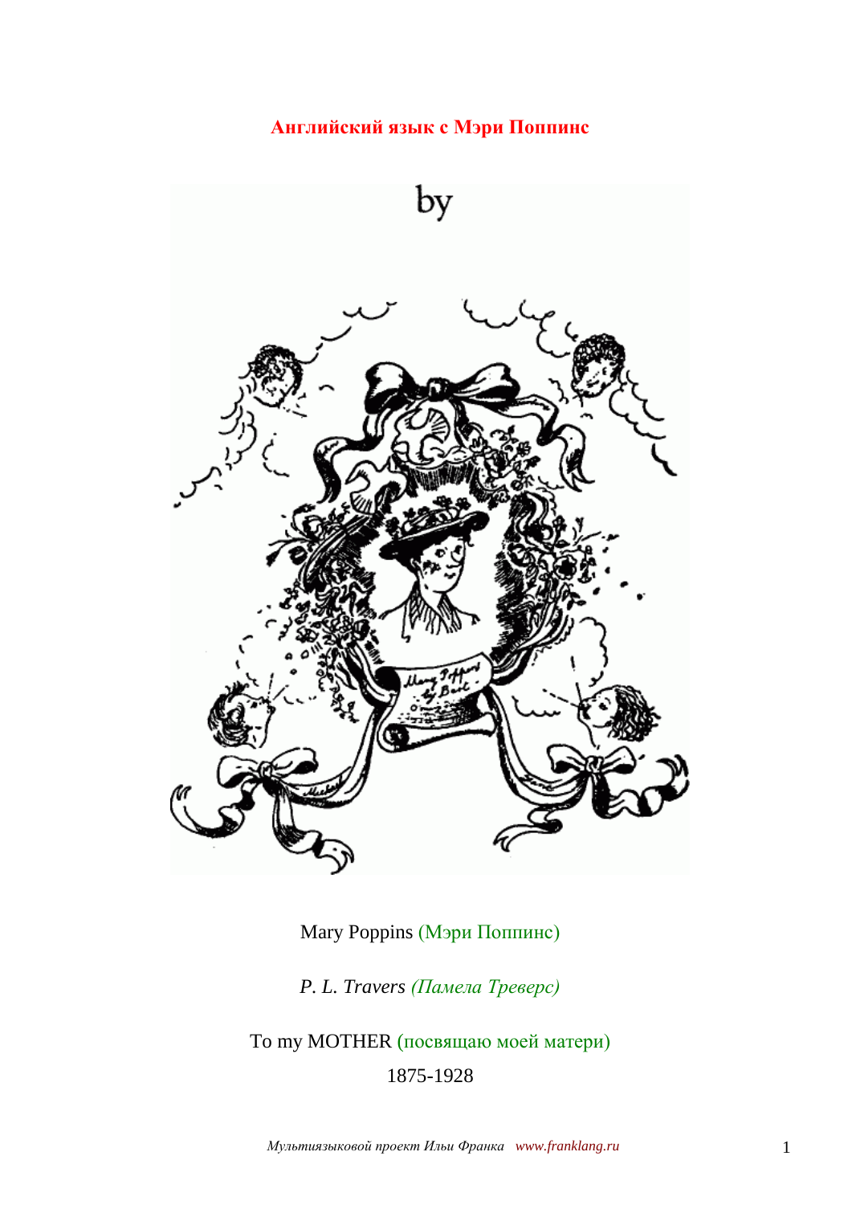**Английский язык с Мэри Поппинс**

by

Mary Poppins (Мэри Поппинс)

*P. L. Travers (Памела Треверс)*

To my MOTHER (посвящаю моей матери)

1875-1928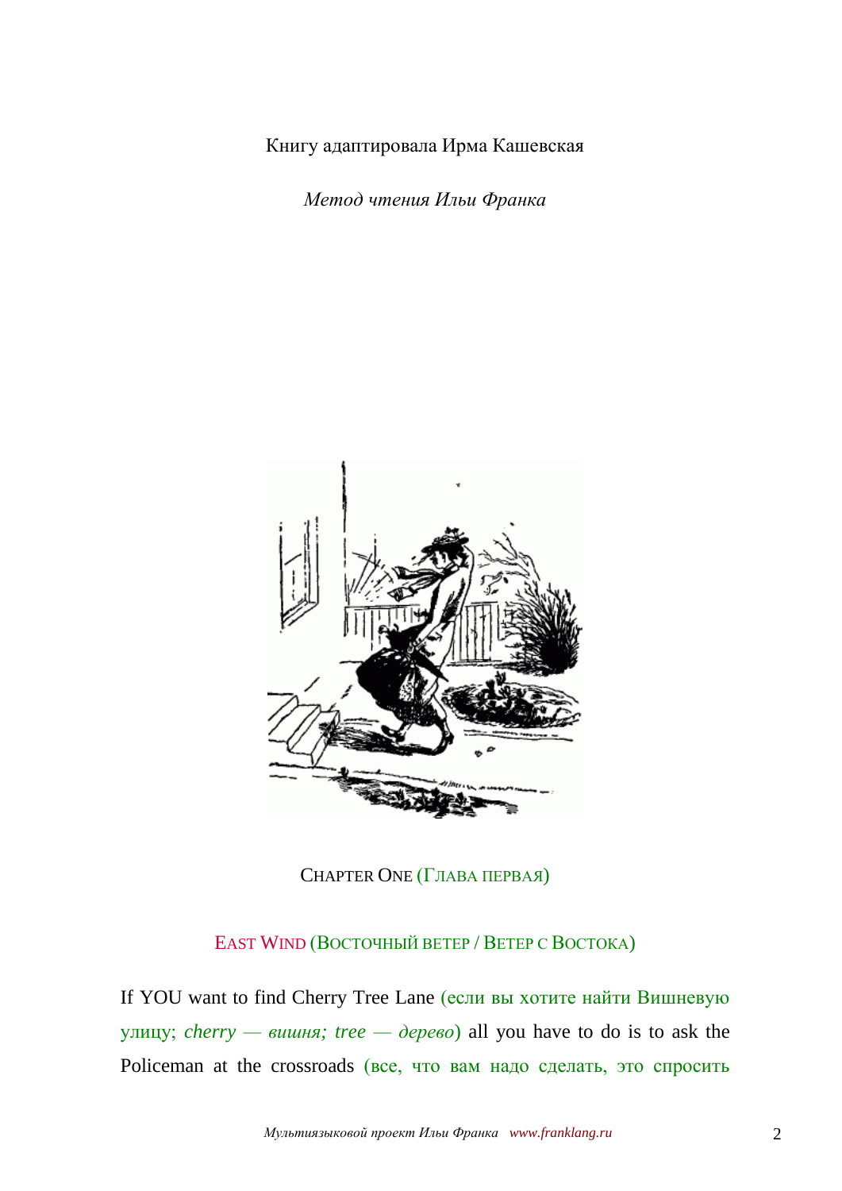Книгу адаптировала Ирма Кашевская

*Метод чтения Ильи Франка*

## CHAPTER ONE (ГЛАВА ПЕРВАЯ)

### EAST WIND (ВОСТОЧНЫЙ ВЕТЕР / ВЕТЕР С ВОСТОКА)

If YOU want to find Cherry Tree Lane (если вы хотите найти Вишневую улицу; *cherry — вишня; tree — дерево*) all you have to do is to ask the Policeman at the crossroads (все, что вам надо сделать, это спросить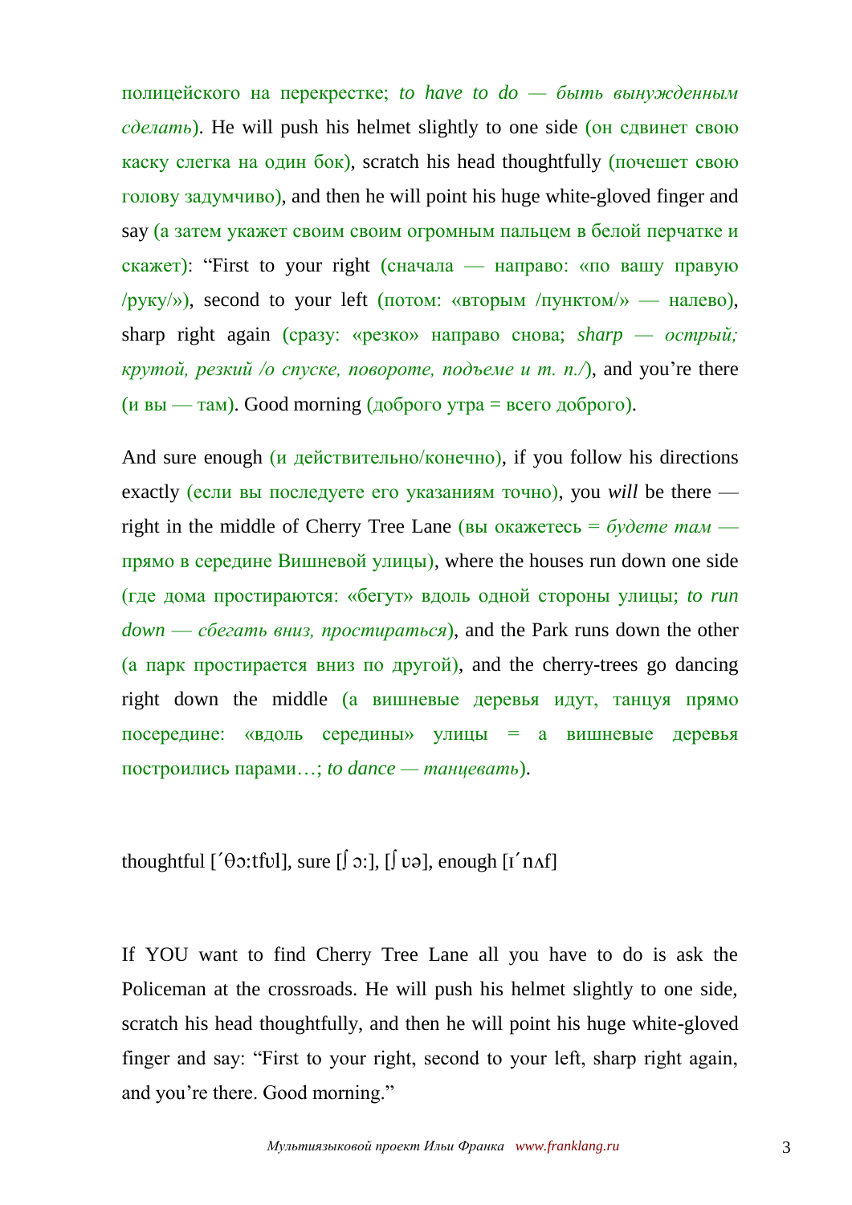полицейского на перекрестке; *to have to do — быть вынужденным сделать*). He will push his helmet slightly to one side (он сдвинет свою каску слегка на один бок), scratch his head thoughtfully (почешет свою голову задумчиво), and then he will point his huge white-gloved finger and say (а затем укажет своим своим огромным пальцем в белой перчатке и скажет): "First to your right (сначала — направо: «по вашу правую /руку/»), second to your left (потом: «вторым /пунктом/» — налево), sharp right again (сразу: «резко» направо снова; *sharp — острый; крутой, резкий /о спуске, повороте, подъеме и т. п./*), and you're there (и вы — там). Good morning (доброго утра = всего доброго).

And sure enough (и действительно/конечно), if you follow his directions exactly (если вы последуете его указаниям точно), you *will* be there — right in the middle of Cherry Tree Lane (вы окажетесь = *будете там* — прямо в середине Вишневой улицы), where the houses run down one side (где дома простираются: «бегут» вдоль одной стороны улицы; *to run down — сбегать вниз, простираться*), and the Park runs down the other (а парк простирается вниз по другой), and the cherry-trees go dancing right down the middle (а вишневые деревья идут, танцуя прямо посередине: «вдоль середины» улицы = а вишневые деревья построились парами…; *to dance — танцевать*).

thoughtful [ˊθɔ:tfʊl], sure [ʃɔ:], [ʃʊə], enough [ɪˊnʌf]

If YOU want to find Cherry Tree Lane all you have to do is ask the Policeman at the crossroads. He will push his helmet slightly to one side, scratch his head thoughtfully, and then he will point his huge white-gloved finger and say: "First to your right, second to your left, sharp right again, and you're there. Good morning."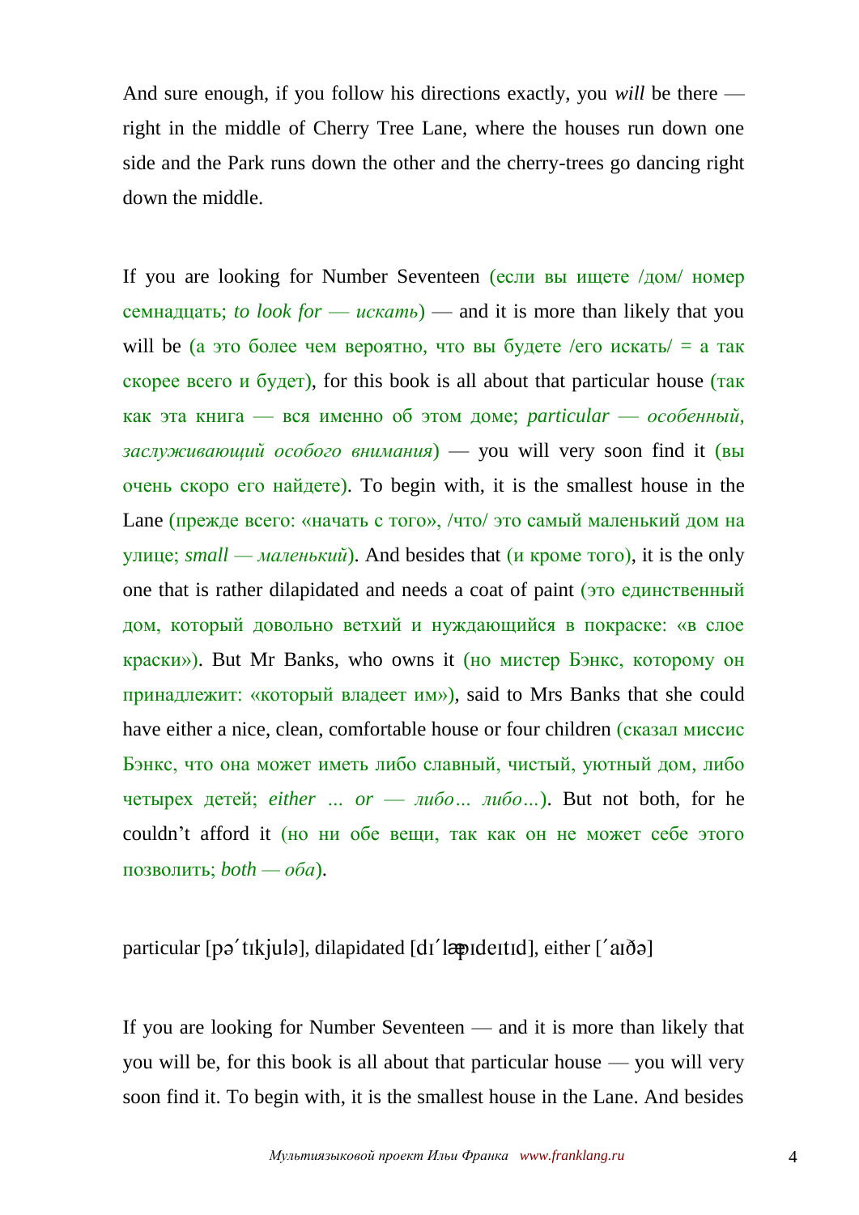And sure enough, if you follow his directions exactly, you *will* be there — right in the middle of Cherry Tree Lane, where the houses run down one side and the Park runs down the other and the cherry-trees go dancing right down the middle.

If you are looking for Number Seventeen (если вы ищете /дом/ номер семнадцать; *to look for — искать*) — and it is more than likely that you will be (а это более чем вероятно, что вы будете /его искать/ = а так скорее всего и будет), for this book is all about that particular house (так как эта книга — вся именно об этом доме; *particular — особенный, заслуживающий особого внимания*) — you will very soon find it (вы очень скоро его найдете). To begin with, it is the smallest house in the Lane (прежде всего: «начать с того», /что/ это самый маленький дом на улице; *small — маленький*). And besides that (и кроме того), it is the only one that is rather dilapidated and needs a coat of paint (это единственный дом, который довольно ветхий и нуждающийся в покраске: «в слое краски»). But Mr Banks, who owns it (но мистер Бэнкс, которому он принадлежит: «который владеет им»), said to Mrs Banks that she could have either a nice, clean, comfortable house or four children (сказал миссис Бэнкс, что она может иметь либо славный, чистый, уютный дом, либо четырех детей; *either ... or — либо… либо…*). But not both, for he couldn't afford it (но ни обе вещи, так как он не может себе этого позволить; *both — оба*).

particular [pəˊtɪkjulə], dilapidated [dɪˊlæpɪdeɪtɪd], either [ˊaɪðə]

If you are looking for Number Seventeen — and it is more than likely that you will be, for this book is all about that particular house — you will very soon find it. To begin with, it is the smallest house in the Lane. And besides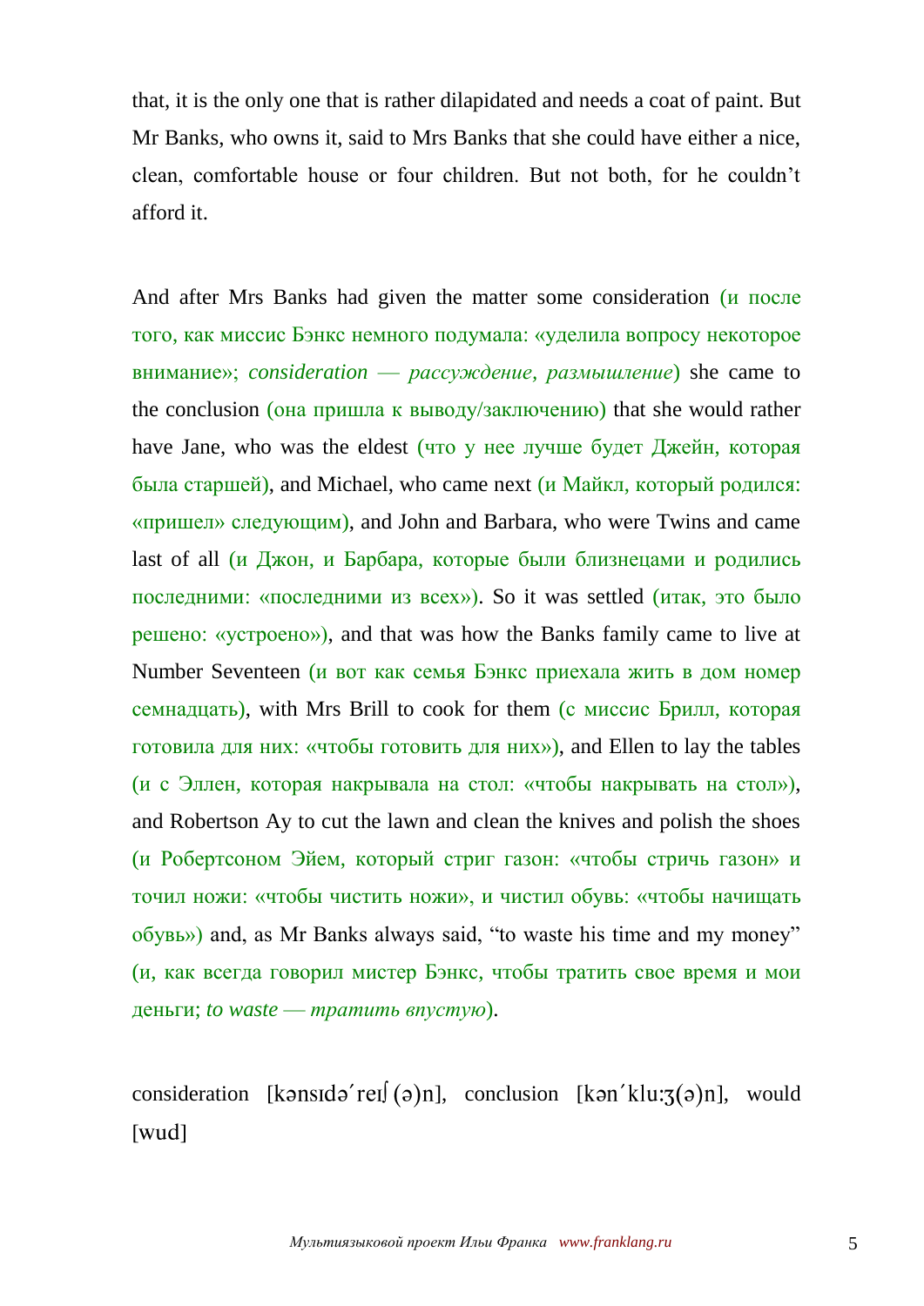that, it is the only one that is rather dilapidated and needs a coat of paint. But Mr Banks, who owns it, said to Mrs Banks that she could have either a nice, clean, comfortable house or four children. But not both, for he couldn't afford it.

And after Mrs Banks had given the matter some consideration (и после того, как миссис Бэнкс немного подумала: «уделила вопросу некоторое внимание»; *consideration — рассуждение, размышление*) she came to the conclusion (она пришла к выводу/заключению) that she would rather have Jane, who was the eldest (что у нее лучше будет Джейн, которая была старшей), and Michael, who came next (и Майкл, который родился: «пришел» следующим), and John and Barbara, who were Twins and came last of all (и Джон, и Барбара, которые были близнецами и родились последними: «последними из всех»). So it was settled (итак, это было решено: «устроено»), and that was how the Banks family came to live at Number Seventeen (и вот как семья Бэнкс приехала жить в дом номер семнадцать), with Mrs Brill to cook for them (с миссис Брилл, которая готовила для них: «чтобы готовить для них»), and Ellen to lay the tables (и с Эллен, которая накрывала на стол: «чтобы накрывать на стол»), and Robertson Ay to cut the lawn and clean the knives and polish the shoes (и Робертсоном Эйем, который стриг газон: «чтобы стричь газон» и точил ножи: «чтобы чистить ножи», и чистил обувь: «чтобы начищать обувь») and, as Mr Banks always said, "to waste his time and my money" (и, как всегда говорил мистер Бэнкс, чтобы тратить свое время и мои деньги; *to waste — тратить впустую*).

consideration [kənsɪdə΄reɪʃ(ə)n], conclusion [kən΄klu:ʒ(ə)n], would [wud]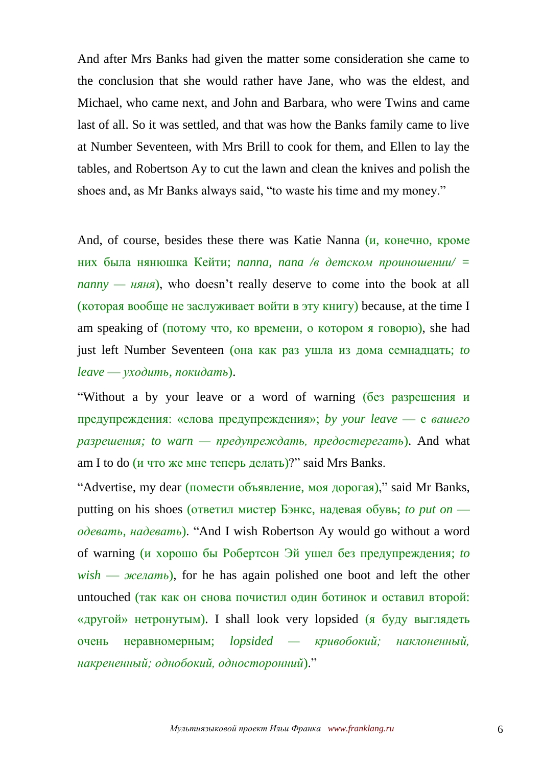And after Mrs Banks had given the matter some consideration she came to the conclusion that she would rather have Jane, who was the eldest, and Michael, who came next, and John and Barbara, who were Twins and came last of all. So it was settled, and that was how the Banks family came to live at Number Seventeen, with Mrs Brill to cook for them, and Ellen to lay the tables, and Robertson Ay to cut the lawn and clean the knives and polish the shoes and, as Mr Banks always said, "to waste his time and my money."

And, of course, besides these there was Katie Nanna (и, конечно, кроме них была нянюшка Кейти; *nanna, nana /в детском произношении/ = nanny — няня*), who doesn't really deserve to come into the book at all (которая вообще не заслуживает войти в эту книгу) because, at the time I am speaking of (потому что, ко времени, о котором я говорю), she had just left Number Seventeen (она как раз ушла из дома семнадцать; *to leave — уходить, покидать*).

"Without a by your leave or a word of warning (без разрешения и предупреждения: «слова предупреждения»; *by your leave* — с *вашего разрешения; to warn — предупреждать, предостерегать*). And what am I to do (и что же мне теперь делать)?" said Mrs Banks.

"Advertise, my dear (помести объявление, моя дорогая)," said Mr Banks, putting on his shoes (ответил мистер Бэнкс, надевая обувь; *to put on — одевать, надевать*). "And I wish Robertson Ay would go without a word of warning (и хорошо бы Робертсон Эй ушел без предупреждения; *to wish — желать*), for he has again polished one boot and left the other untouched (так как он снова почистил один ботинок и оставил второй: «другой» нетронутым). I shall look very lopsided (я буду выглядеть очень неравномерным; *lopsided — кривобокий; наклоненный, накрененный; однобокий, односторонний*)."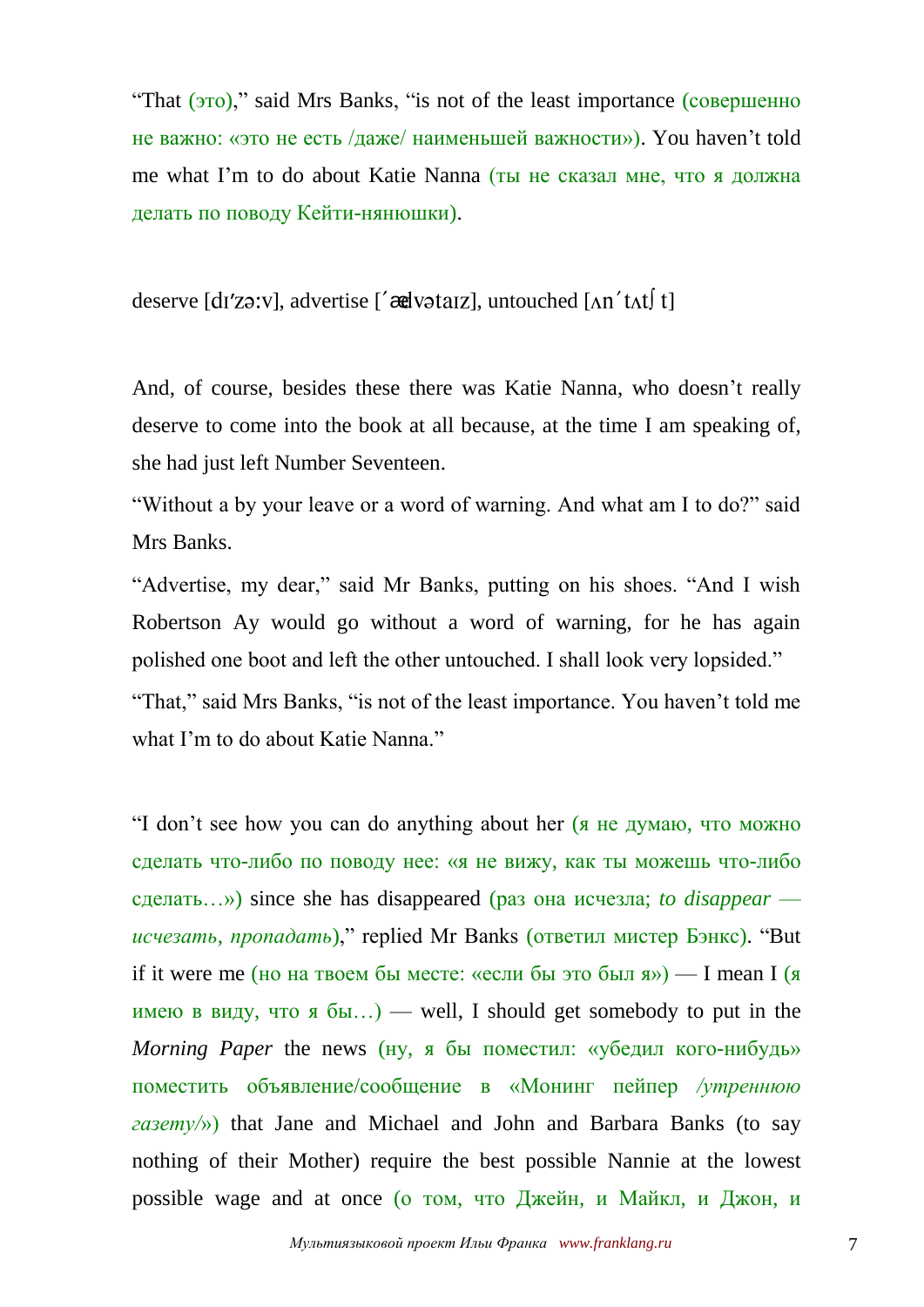"That (это)," said Mrs Banks, "is not of the least importance (совершенно не важно: «это не есть /даже/ наименьшей важности»). You haven't told me what I'm to do about Katie Nanna (ты не сказал мне, что я должна делать по поводу Кейти-нянюшки).

deserve [dɪ'zə:v], advertise ['ædvətaɪz], untouched [ʌn'tʌtʃt]

And, of course, besides these there was Katie Nanna, who doesn't really deserve to come into the book at all because, at the time I am speaking of, she had just left Number Seventeen.

"Without a by your leave or a word of warning. And what am I to do?" said Mrs Banks.

"Advertise, my dear," said Mr Banks, putting on his shoes. "And I wish Robertson Ay would go without a word of warning, for he has again polished one boot and left the other untouched. I shall look very lopsided."

"That," said Mrs Banks, "is not of the least importance. You haven't told me what I'm to do about Katie Nanna."

"I don't see how you can do anything about her (я не думаю, что можно сделать что-либо по поводу нее: «я не вижу, как ты можешь что-либо сделать…») since she has disappeared (раз она исчезла; *to disappear — исчезать, пропадать*)," replied Mr Banks (ответил мистер Бэнкс). "But if it were me (но на твоем бы месте: «если бы это был я») — I mean I (я имею в виду, что я бы…) — well, I should get somebody to put in the *Morning Paper* the news (ну, я бы поместил: «убедил кого-нибудь» поместить объявление/сообщение в «Монинг пейпер */утреннюю газету/*») that Jane and Michael and John and Barbara Banks (to say nothing of their Mother) require the best possible Nannie at the lowest possible wage and at once (о том, что Джейн, и Майкл, и Джон, и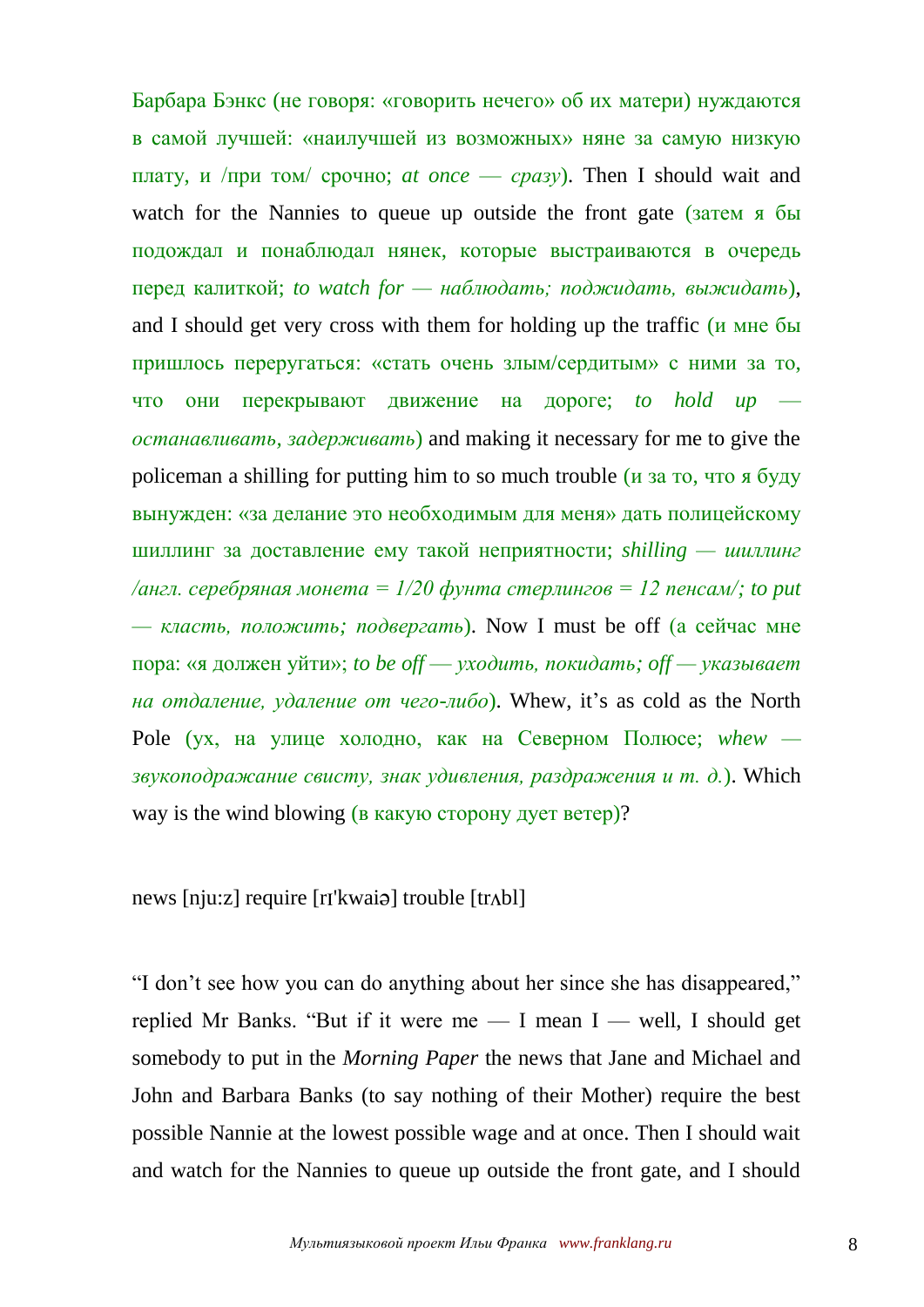Барбара Бэнкс (не говоря: «говорить нечего» об их матери) нуждаются в самой лучшей: «наилучшей из возможных» няне за самую низкую плату, и /при том/ срочно; *at once — сразу*). Then I should wait and watch for the Nannies to queue up outside the front gate (затем я бы подождал и понаблюдал нянек, которые выстраиваются в очередь перед калиткой; *to watch for — наблюдать; поджидать, выжидать*), and I should get very cross with them for holding up the traffic (и мне бы пришлось переругаться: «стать очень злым/сердитым» с ними за то, что они перекрывают движение на дороге; *to hold up — останавливать, задерживать*) and making it necessary for me to give the policeman a shilling for putting him to so much trouble (и за то, что я буду вынужден: «за делание это необходимым для меня» дать полицейскому шиллинг за доставление ему такой неприятности; *shilling — шиллинг /англ. серебряная монета = 1/20 фунта стерлингов = 12 пенсам/; to put — класть, положить; подвергать*). Now I must be off (а сейчас мне пора: «я должен уйти»; *to be off — уходить, покидать; off — указывает на отдаление, удаление от чего-либо*). Whew, it's as cold as the North Pole (ух, на улице холодно, как на Северном Полюсе; *whew — звукоподражание свисту, знак удивления, раздражения и т. д.*). Which way is the wind blowing (в какую сторону дует ветер)?

news [nju:z] require [rɪ'kwaiə] trouble [trʌbl]

"I don't see how you can do anything about her since she has disappeared," replied Mr Banks. "But if it were me — I mean I — well, I should get somebody to put in the *Morning Paper* the news that Jane and Michael and John and Barbara Banks (to say nothing of their Mother) require the best possible Nannie at the lowest possible wage and at once. Then I should wait and watch for the Nannies to queue up outside the front gate, and I should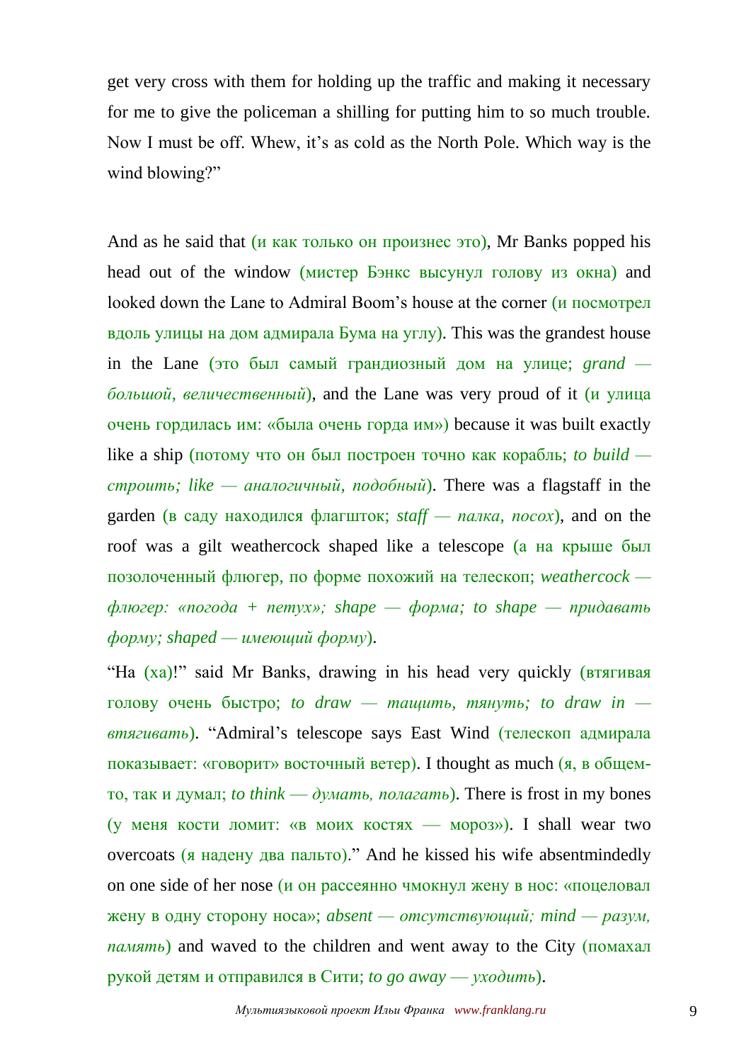get very cross with them for holding up the traffic and making it necessary for me to give the policeman a shilling for putting him to so much trouble. Now I must be off. Whew, it's as cold as the North Pole. Which way is the wind blowing?"

And as he said that (и как только он произнес это), Mr Banks popped his head out of the window (мистер Бэнкс высунул голову из окна) and looked down the Lane to Admiral Boom's house at the corner (и посмотрел вдоль улицы на дом адмирала Бума на углу). This was the grandest house in the Lane (это был самый грандиозный дом на улице; *grand — большой, величественный*), and the Lane was very proud of it (и улица очень гордилась им: «была очень горда им») because it was built exactly like a ship (потому что он был построен точно как корабль; *to build — строить; like — аналогичный, подобный*). There was a flagstaff in the garden (в саду находился флагшток; *staff — палка, посох*), and on the roof was a gilt weathercock shaped like a telescope (а на крыше был позолоченный флюгер, по форме похожий на телескоп; *weathercock — флюгер: «погода + петух»; shape — форма; to shape — придавать форму; shaped — имеющий форму*).

"Ha (ха)!" said Mr Banks, drawing in his head very quickly (втягивая голову очень быстро; *to draw — тащить, тянуть; to draw in — втягивать*). "Admiral's telescope says East Wind (телескоп адмирала показывает: «говорит» восточный ветер). I thought as much (я, в общем-то, так и думал; *to think — думать, полагать*). There is frost in my bones (у меня кости ломит: «в моих костях — мороз»). I shall wear two overcoats (я надену два пальто)." And he kissed his wife absentmindedly on one side of her nose (и он рассеянно чмокнул жену в нос: «поцеловал жену в одну сторону носа»; *absent — отсутствующий; mind — разум, память*) and waved to the children and went away to the City (помахал рукой детям и отправился в Сити; *to go away — уходить*).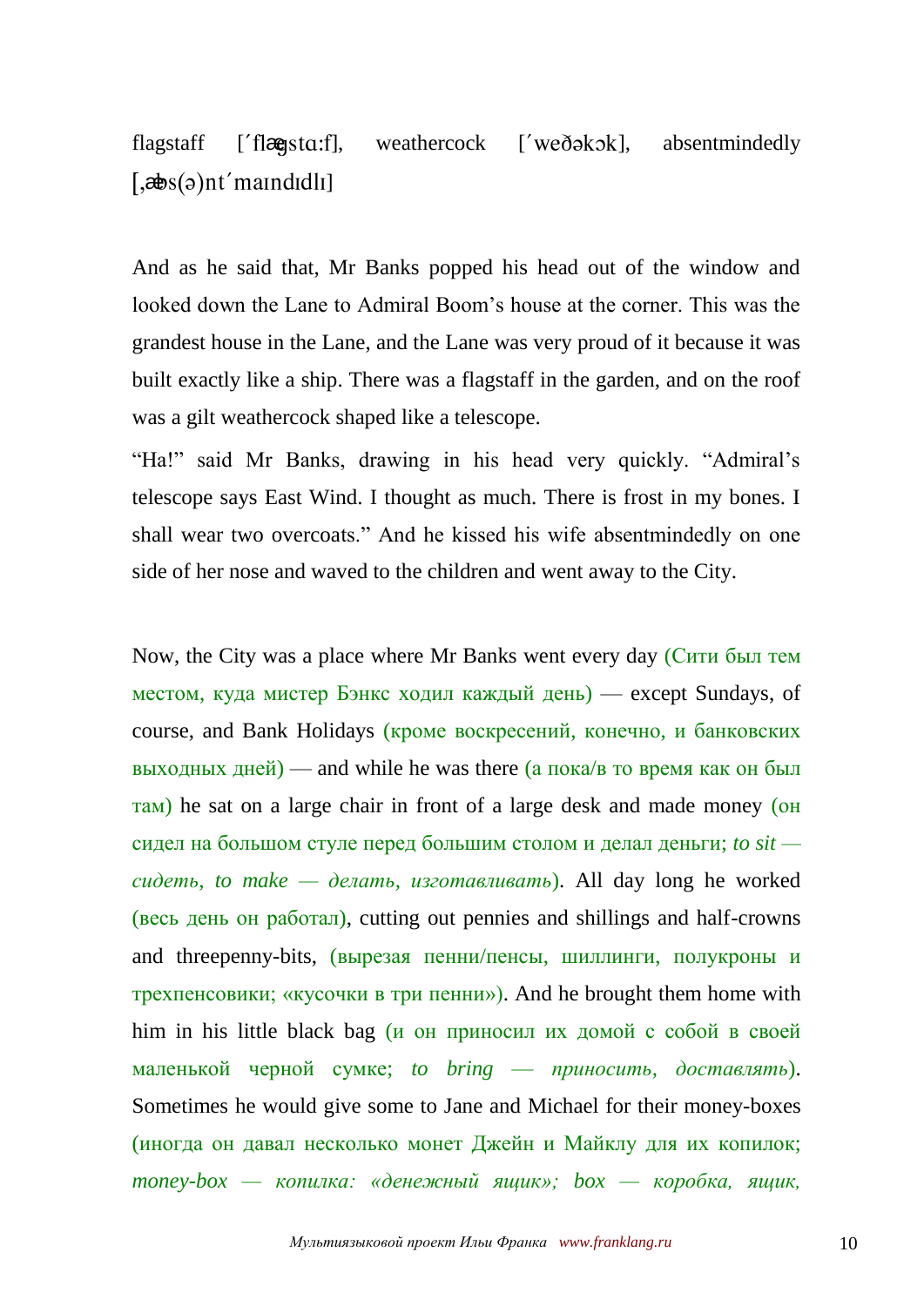flagstaff [ˈflægstɑ:f], weathercock [ˈweðəkɔk], absentmindedly [ˌæbs(ə)ntˈmaɪndɪdlɪ]

And as he said that, Mr Banks popped his head out of the window and looked down the Lane to Admiral Boom's house at the corner. This was the grandest house in the Lane, and the Lane was very proud of it because it was built exactly like a ship. There was a flagstaff in the garden, and on the roof was a gilt weathercock shaped like a telescope.

"Ha!" said Mr Banks, drawing in his head very quickly. "Admiral's telescope says East Wind. I thought as much. There is frost in my bones. I shall wear two overcoats." And he kissed his wife absentmindedly on one side of her nose and waved to the children and went away to the City.

Now, the City was a place where Mr Banks went every day (Сити был тем местом, куда мистер Бэнкс ходил каждый день) — except Sundays, of course, and Bank Holidays (кроме воскресений, конечно, и банковских выходных дней) — and while he was there (а пока/в то время как он был там) he sat on a large chair in front of a large desk and made money (он сидел на большом стуле перед большим столом и делал деньги; *to sit — сидеть, to make — делать, изготавливать*). All day long he worked (весь день он работал), cutting out pennies and shillings and half-crowns and threepenny-bits, (вырезая пенни/пенсы, шиллинги, полукроны и трехпенсовики; «кусочки в три пенни»). And he brought them home with him in his little black bag (и он приносил их домой с собой в своей маленькой черной сумке; *to bring — приносить, доставлять*). Sometimes he would give some to Jane and Michael for their money-boxes (иногда он давал несколько монет Джейн и Майклу для их копилок; *money-box — копилка: «денежный ящик»; box — коробка, ящик,*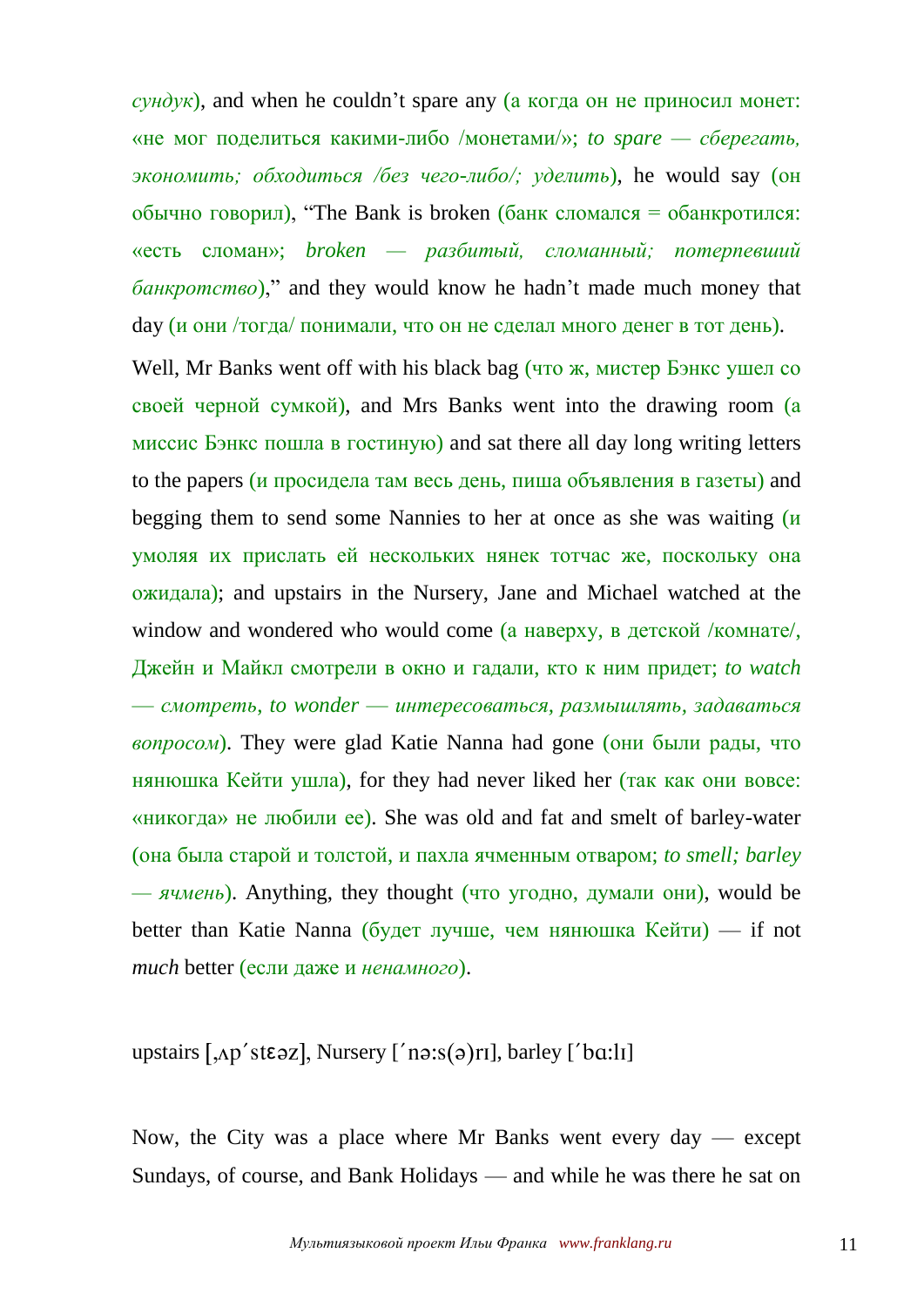*сундук*), and when he couldn't spare any (а когда он не приносил монет: «не мог поделиться какими-либо /монетами/»; *to spare — сберегать, экономить; обходиться /без чего-либо/; уделить*), he would say (он обычно говорил), "The Bank is broken (банк сломался = обанкротился: «есть сломан»; *broken — разбитый, сломанный; потерпевший банкротство*)," and they would know he hadn't made much money that day (и они /тогда/ понимали, что он не сделал много денег в тот день).

Well, Mr Banks went off with his black bag (что ж, мистер Бэнкс ушел со своей черной сумкой), and Mrs Banks went into the drawing room (а миссис Бэнкс пошла в гостиную) and sat there all day long writing letters to the papers (и просидела там весь день, пиша объявления в газеты) and begging them to send some Nannies to her at once as she was waiting (и умоляя их прислать ей нескольких нянек тотчас же, поскольку она ожидала); and upstairs in the Nursery, Jane and Michael watched at the window and wondered who would come (а наверху, в детской /комнате/, Джейн и Майкл смотрели в окно и гадали, кто к ним придет; *to watch — смотреть, to wonder — интересоваться, размышлять, задаваться вопросом*). They were glad Katie Nanna had gone (они были рады, что нянюшка Кейти ушла), for they had never liked her (так как они вовсе: «никогда» не любили ее). She was old and fat and smelt of barley-water (она была старой и толстой, и пахла ячменным отваром; *to smell; barley — ячмень*). Anything, they thought (что угодно, думали они), would be better than Katie Nanna (будет лучше, чем нянюшка Кейти) — if not *much* better (если даже и *ненамного*).

upstairs [ˌʌpˈstɛəz], Nursery [ˈnə:s(ə)rɪ], barley [ˈbɑ:lɪ]

Now, the City was a place where Mr Banks went every day — except Sundays, of course, and Bank Holidays — and while he was there he sat on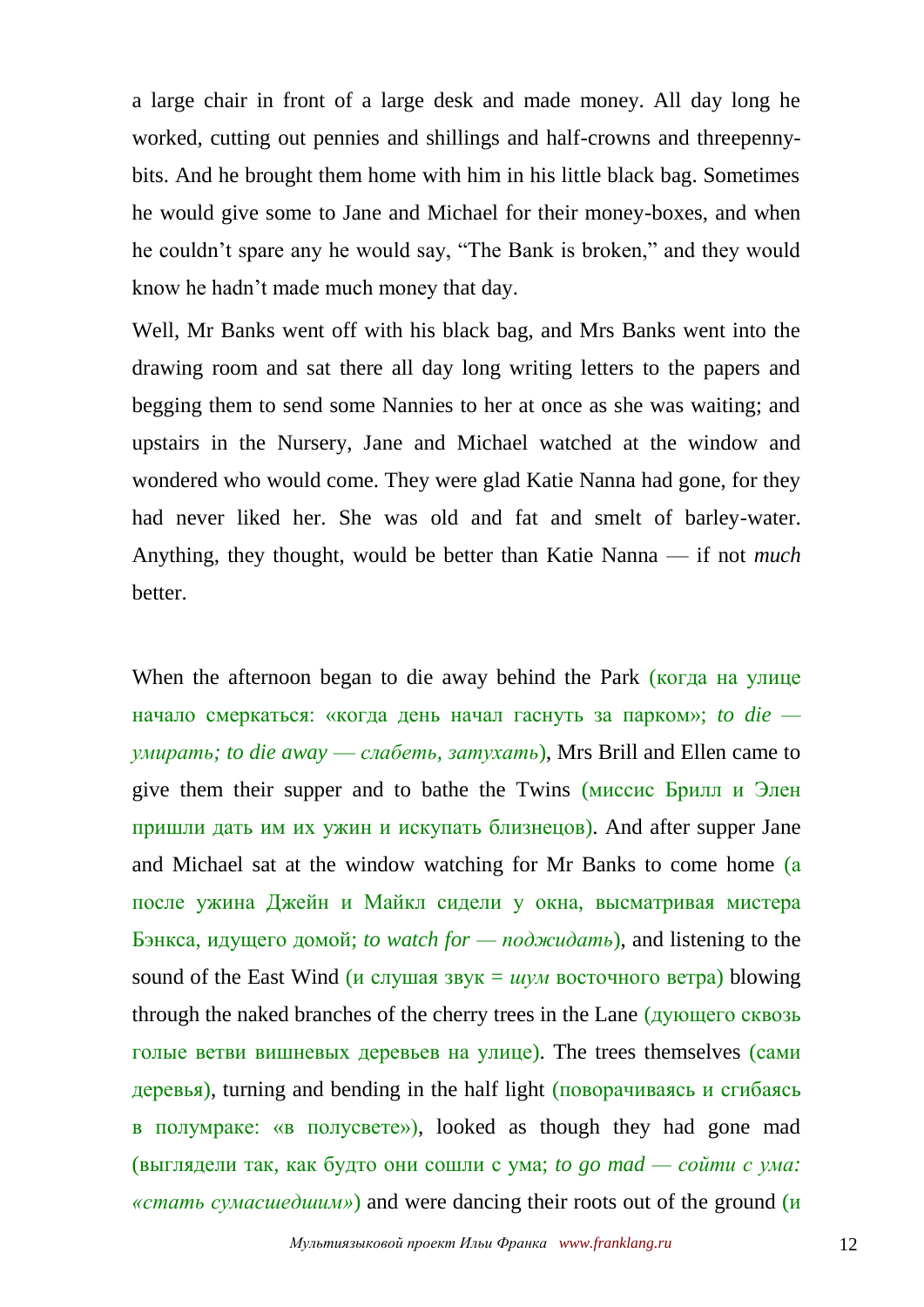a large chair in front of a large desk and made money. All day long he worked, cutting out pennies and shillings and half-crowns and threepenny-bits. And he brought them home with him in his little black bag. Sometimes he would give some to Jane and Michael for their money-boxes, and when he couldn't spare any he would say, "The Bank is broken," and they would know he hadn't made much money that day.

Well, Mr Banks went off with his black bag, and Mrs Banks went into the drawing room and sat there all day long writing letters to the papers and begging them to send some Nannies to her at once as she was waiting; and upstairs in the Nursery, Jane and Michael watched at the window and wondered who would come. They were glad Katie Nanna had gone, for they had never liked her. She was old and fat and smelt of barley-water. Anything, they thought, would be better than Katie Nanna — if not *much* better.

When the afternoon began to die away behind the Park (когда на улице начало смеркаться: «когда день начал гаснуть за парком»; *to die — умирать; to die away — слабеть, затухать*), Mrs Brill and Ellen came to give them their supper and to bathe the Twins (миссис Брилл и Элен пришли дать им их ужин и искупать близнецов). And after supper Jane and Michael sat at the window watching for Mr Banks to come home (а после ужина Джейн и Майкл сидели у окна, высматривая мистера Бэнкса, идущего домой; *to watch for — поджидать*), and listening to the sound of the East Wind (и слушая звук = *шум* восточного ветра) blowing through the naked branches of the cherry trees in the Lane (дующего сквозь голые ветви вишневых деревьев на улице). The trees themselves (сами деревья), turning and bending in the half light (поворачиваясь и сгибаясь в полумраке: «в полусвете»), looked as though they had gone mad (выглядели так, как будто они сошли с ума; *to go mad — сойти с ума: «стать сумасшедшим»*) and were dancing their roots out of the ground (и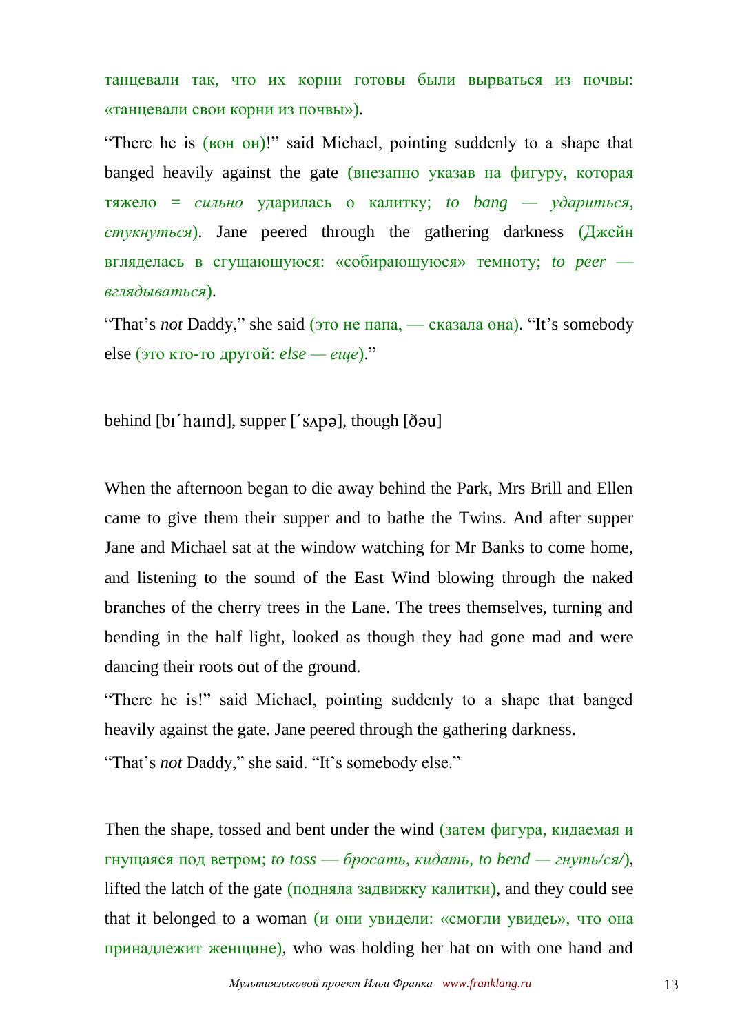танцевали так, что их корни готовы были вырваться из почвы: «танцевали свои корни из почвы»).

“There he is (вон он)!” said Michael, pointing suddenly to a shape that banged heavily against the gate (внезапно указав на фигуру, которая тяжело = *сильно* ударилась о калитку; *to bang — удариться, стукнуться*). Jane peered through the gathering darkness (Джейн вгляделась в сгущающуюся: «собирающуюся» темноту; *to peer — вглядываться*).

“That’s *not* Daddy,” she said (это не папа, — сказала она). “It’s somebody else (это кто-то другой: *else — еще*).”

behind [bɪˈhaɪnd], supper [ˈsʌpə], though [ðəu]

When the afternoon began to die away behind the Park, Mrs Brill and Ellen came to give them their supper and to bathe the Twins. And after supper Jane and Michael sat at the window watching for Mr Banks to come home, and listening to the sound of the East Wind blowing through the naked branches of the cherry trees in the Lane. The trees themselves, turning and bending in the half light, looked as though they had gone mad and were dancing their roots out of the ground.

“There he is!” said Michael, pointing suddenly to a shape that banged heavily against the gate. Jane peered through the gathering darkness.

“That’s *not* Daddy,” she said. “It’s somebody else.”

Then the shape, tossed and bent under the wind (затем фигура, кидаемая и гнущаяся под ветром; *to toss — бросать, кидать, to bend — гнуть/ся/*), lifted the latch of the gate (подняла задвижку калитки), and they could see that it belonged to a woman (и они увидели: «смогли увидеть», что она принадлежит женщине), who was holding her hat on with one hand and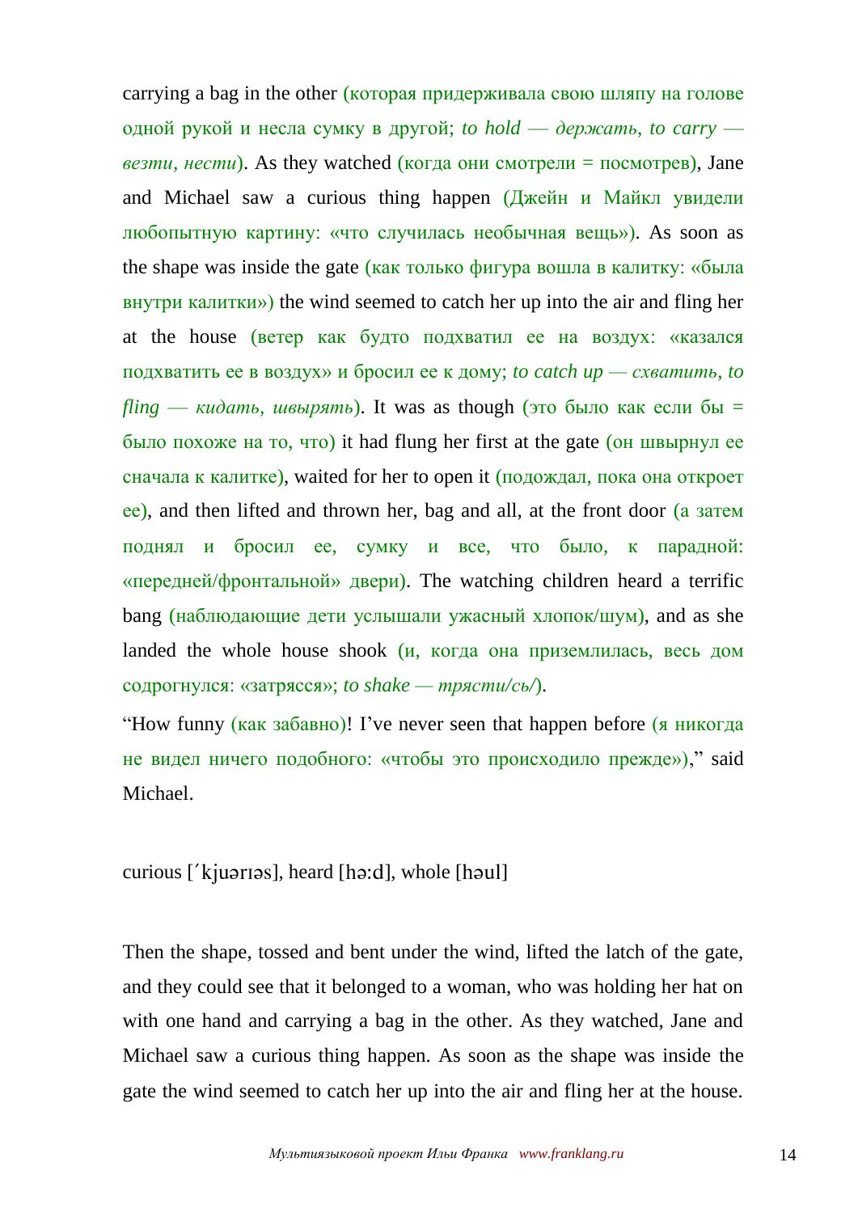carrying a bag in the other (которая придерживала свою шляпу на голове одной рукой и несла сумку в другой; *to hold — держать, to carry — везти, нести*). As they watched (когда они смотрели = посмотрев), Jane and Michael saw a curious thing happen (Джейн и Майкл увидели любопытную картину: «что случилась необычная вещь»). As soon as the shape was inside the gate (как только фигура вошла в калитку: «была внутри калитки») the wind seemed to catch her up into the air and fling her at the house (ветер как будто подхватил ее на воздух: «казался подхватить ее в воздух» и бросил ее к дому; *to catch up — схватить, to fling — кидать, швырять*). It was as though (это было как если бы = было похоже на то, что) it had flung her first at the gate (он швырнул ее сначала к калитке), waited for her to open it (подождал, пока она откроет ее), and then lifted and thrown her, bag and all, at the front door (а затем поднял и бросил ее, сумку и все, что было, к парадной: «передней/фронтальной» двери). The watching children heard a terrific bang (наблюдающие дети услышали ужасный хлопок/шум), and as she landed the whole house shook (и, когда она приземлилась, весь дом содрогнулся: «затрясся»; *to shake — трясти/сь/*).

"How funny (как забавно)! I've never seen that happen before (я никогда не видел ничего подобного: «чтобы это происходило прежде»)," said Michael.

curious [ˊkjuərɪəs], heard [hə:d], whole [həul]

Then the shape, tossed and bent under the wind, lifted the latch of the gate, and they could see that it belonged to a woman, who was holding her hat on with one hand and carrying a bag in the other. As they watched, Jane and Michael saw a curious thing happen. As soon as the shape was inside the gate the wind seemed to catch her up into the air and fling her at the house.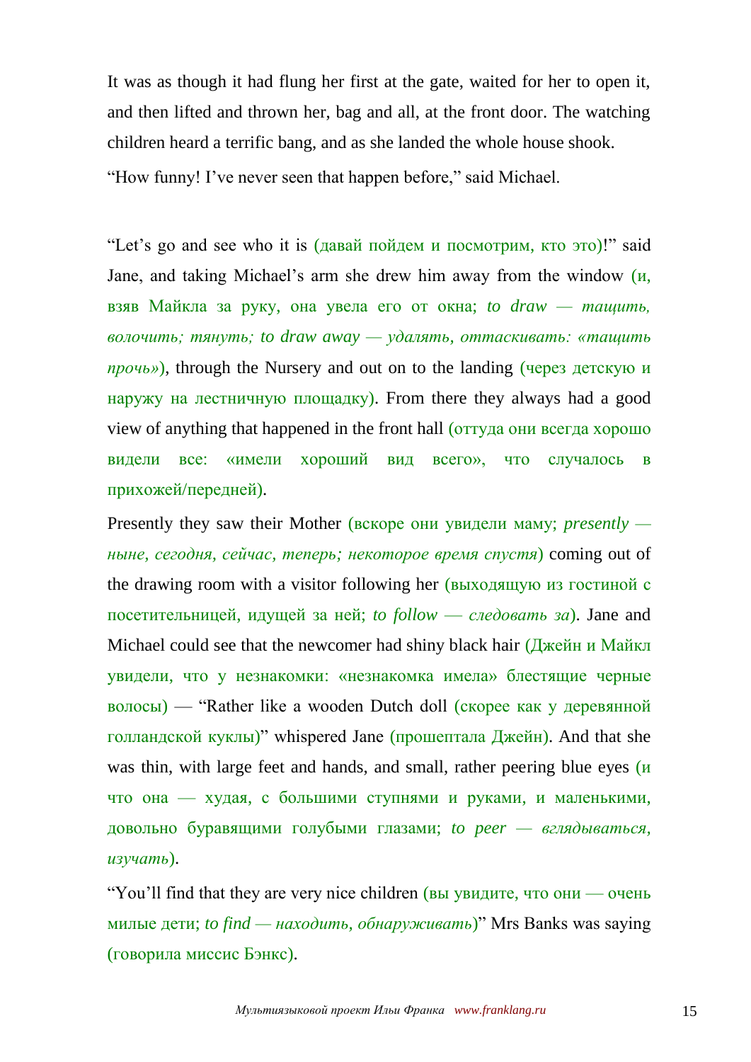It was as though it had flung her first at the gate, waited for her to open it, and then lifted and thrown her, bag and all, at the front door. The watching children heard a terrific bang, and as she landed the whole house shook.

"How funny! I've never seen that happen before," said Michael.

"Let's go and see who it is (давай пойдем и посмотрим, кто это)!" said Jane, and taking Michael's arm she drew him away from the window (и, взяв Майкла за руку, она увела его от окна; *to draw — тащить, волочить; тянуть; to draw away — удалять, оттаскивать: «тащить прочь»*), through the Nursery and out on to the landing (через детскую и наружу на лестничную площадку). From there they always had a good view of anything that happened in the front hall (оттуда они всегда хорошо видели все: «имели хороший вид всего», что случалось в прихожей/передней).

Presently they saw their Mother (вскоре они увидели маму; *presently — ныне, сегодня, сейчас, теперь; некоторое время спустя*) coming out of the drawing room with a visitor following her (выходящую из гостиной с посетительницей, идущей за ней; *to follow — следовать за*). Jane and Michael could see that the newcomer had shiny black hair (Джейн и Майкл увидели, что у незнакомки: «незнакомка имела» блестящие черные волосы) — "Rather like a wooden Dutch doll (скорее как у деревянной голландской куклы)" whispered Jane (прошептала Джейн). And that she was thin, with large feet and hands, and small, rather peering blue eyes (и что она — худая, с большими ступнями и руками, и маленькими, довольно буравящими голубыми глазами; *to peer — вглядываться, изучать*).

"You'll find that they are very nice children (вы увидите, что они — очень милые дети; *to find — находить, обнаруживать*)" Mrs Banks was saying (говорила миссис Бэнкс).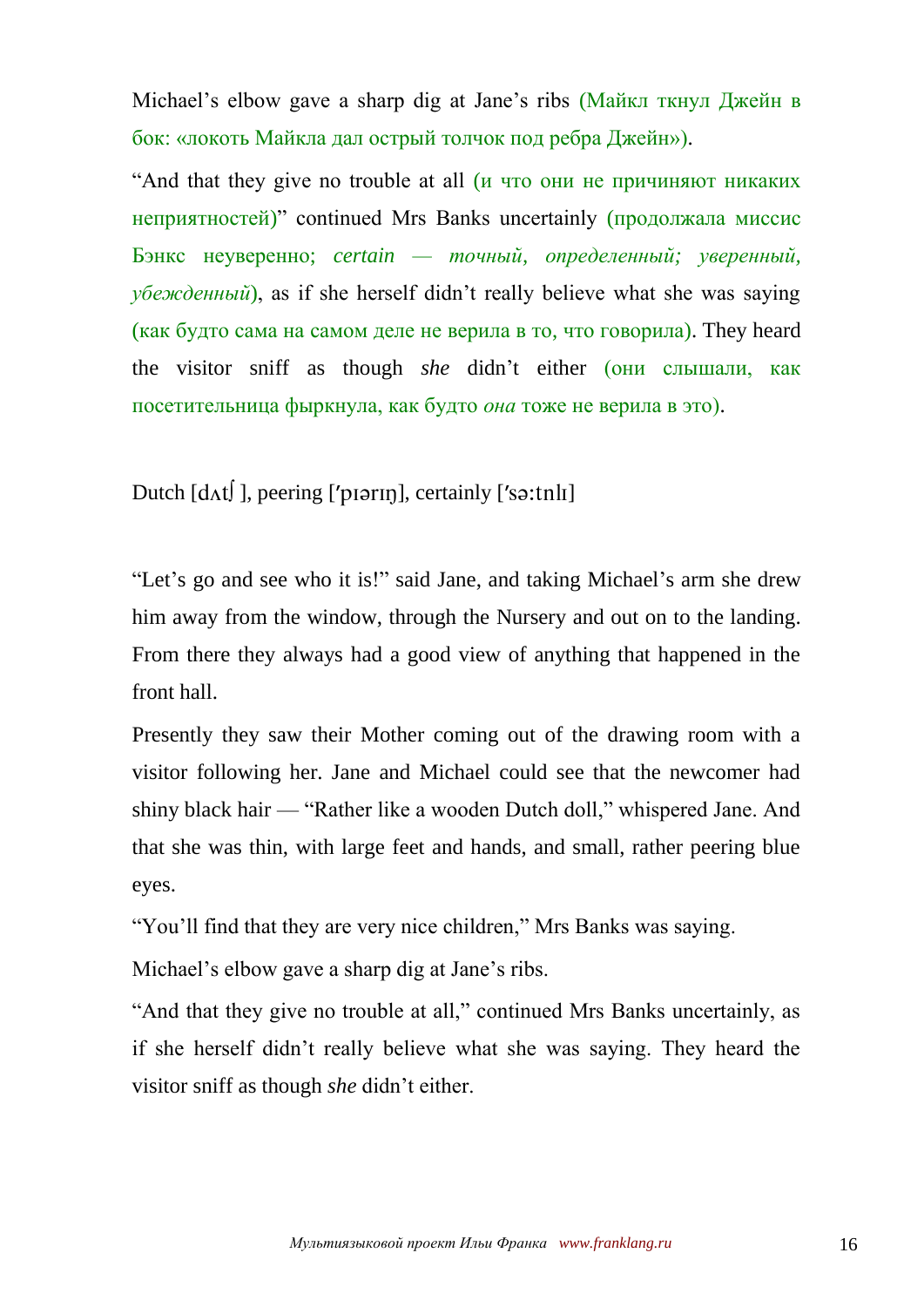Michael's elbow gave a sharp dig at Jane's ribs (Майкл ткнул Джейн в бок: «локоть Майкла дал острый толчок под ребра Джейн»).

"And that they give no trouble at all (и что они не причиняют никаких неприятностей)" continued Mrs Banks uncertainly (продолжала миссис Бэнкс неуверенно; *certain — точный, определенный; уверенный, убежденный*), as if she herself didn't really believe what she was saying (как будто сама на самом деле не верила в то, что говорила). They heard the visitor sniff as though *she* didn't either (они слышали, как посетительница фыркнула, как будто *она* тоже не верила в это).

Dutch [dʌtʃ], peering ['pɪərɪŋ], certainly ['sə:tnlɪ]

"Let's go and see who it is!" said Jane, and taking Michael's arm she drew him away from the window, through the Nursery and out on to the landing. From there they always had a good view of anything that happened in the front hall.

Presently they saw their Mother coming out of the drawing room with a visitor following her. Jane and Michael could see that the newcomer had shiny black hair — "Rather like a wooden Dutch doll," whispered Jane. And that she was thin, with large feet and hands, and small, rather peering blue eyes.

"You'll find that they are very nice children," Mrs Banks was saying.

Michael's elbow gave a sharp dig at Jane's ribs.

"And that they give no trouble at all," continued Mrs Banks uncertainly, as if she herself didn't really believe what she was saying. They heard the visitor sniff as though *she* didn't either.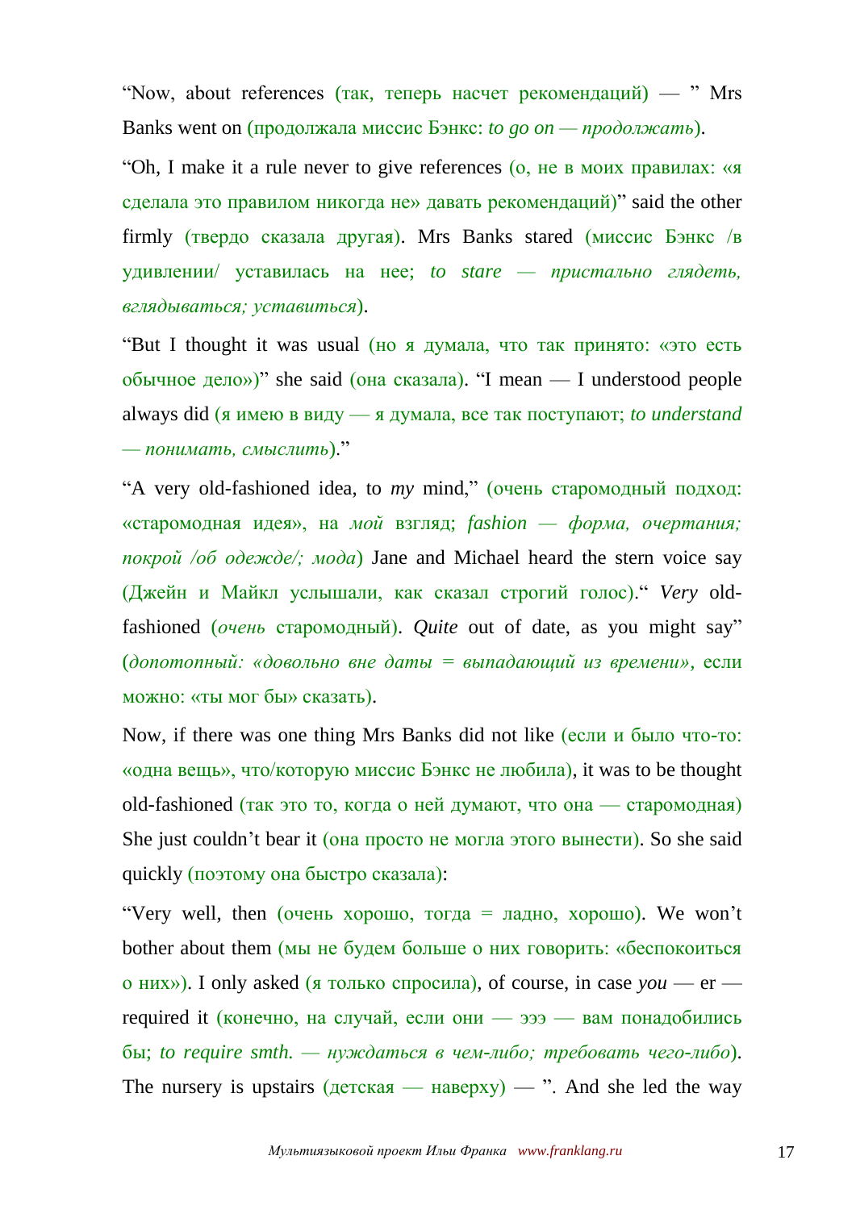“Now, about references (так, теперь насчет рекомендаций) — ” Mrs Banks went on (продолжала миссис Бэнкс: *to go on — продолжать*).

“Oh, I make it a rule never to give references (о, не в моих правилах: «я сделала это правилом никогда не» давать рекомендаций)” said the other firmly (твердо сказала другая). Mrs Banks stared (миссис Бэнкс /в удивлении/ уставилась на нее; *to stare — пристально глядеть, вглядываться; уставиться*).

“But I thought it was usual (но я думала, что так принято: «это есть обычное дело»)” she said (она сказала). “I mean — I understood people always did (я имею в виду — я думала, все так поступают; *to understand — понимать, смыслить*).”

“A very old-fashioned idea, to *my* mind,” (очень старомодный подход: «старомодная идея», на *мой* взгляд; *fashion — форма, очертания; покрой /об одежде/; мода*) Jane and Michael heard the stern voice say (Джейн и Майкл услышали, как сказал строгий голос).“ *Very* old-fashioned (*очень* старомодный). *Quite* out of date, as you might say” (*допотопный: «довольно вне даты = выпадающий из времени»,* если можно: «ты мог бы» сказать).

Now, if there was one thing Mrs Banks did not like (если и было что-то: «одна вещь», что/которую миссис Бэнкс не любила), it was to be thought old-fashioned (так это то, когда о ней думают, что она — старомодная) She just couldn’t bear it (она просто не могла этого вынести). So she said quickly (поэтому она быстро сказала):

“Very well, then (очень хорошо, тогда = ладно, хорошо). We won’t bother about them (мы не будем больше о них говорить: «беспокоиться о них»). I only asked (я только спросила), of course, in case *you* — er — required it (конечно, на случай, если они — эээ — вам понадобились бы; *to require smth. — нуждаться в чем-либо; требовать чего-либо*). The nursery is upstairs (детская — наверху) — ”. And she led the way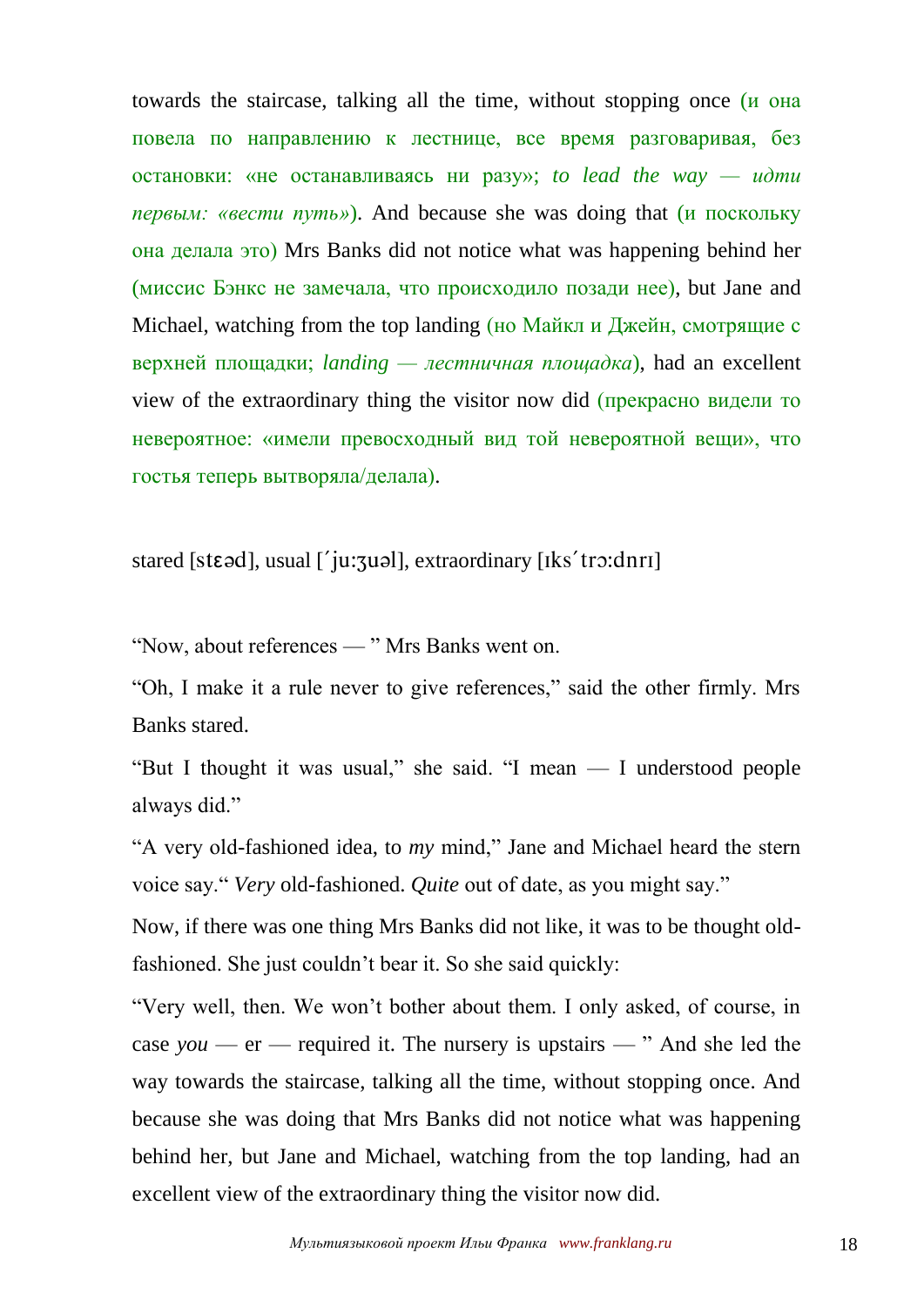towards the staircase, talking all the time, without stopping once (и она повела по направлению к лестнице, все время разговаривая, без остановки: «не останавливаясь ни разу»; *to lead the way — идти первым: «вести путь»*). And because she was doing that (и поскольку она делала это) Mrs Banks did not notice what was happening behind her (миссис Бэнкс не замечала, что происходило позади нее), but Jane and Michael, watching from the top landing (но Майкл и Джейн, смотрящие с верхней площадки; *landing — лестничная площадка*), had an excellent view of the extraordinary thing the visitor now did (прекрасно видели то невероятное: «имели превосходный вид той невероятной вещи», что гостья теперь вытворяла/делала).

stared [stɛəd], usual [´ju:ʒuəl], extraordinary [ɪks´trɔ:dnrɪ]

“Now, about references — ” Mrs Banks went on.

“Oh, I make it a rule never to give references,” said the other firmly. Mrs Banks stared.

“But I thought it was usual,” she said. “I mean — I understood people always did.”

“A very old-fashioned idea, to *my* mind,” Jane and Michael heard the stern voice say.“ *Very* old-fashioned. *Quite* out of date, as you might say.”

Now, if there was one thing Mrs Banks did not like, it was to be thought old-fashioned. She just couldn’t bear it. So she said quickly:

“Very well, then. We won’t bother about them. I only asked, of course, in case *you* — er — required it. The nursery is upstairs — ” And she led the way towards the staircase, talking all the time, without stopping once. And because she was doing that Mrs Banks did not notice what was happening behind her, but Jane and Michael, watching from the top landing, had an excellent view of the extraordinary thing the visitor now did.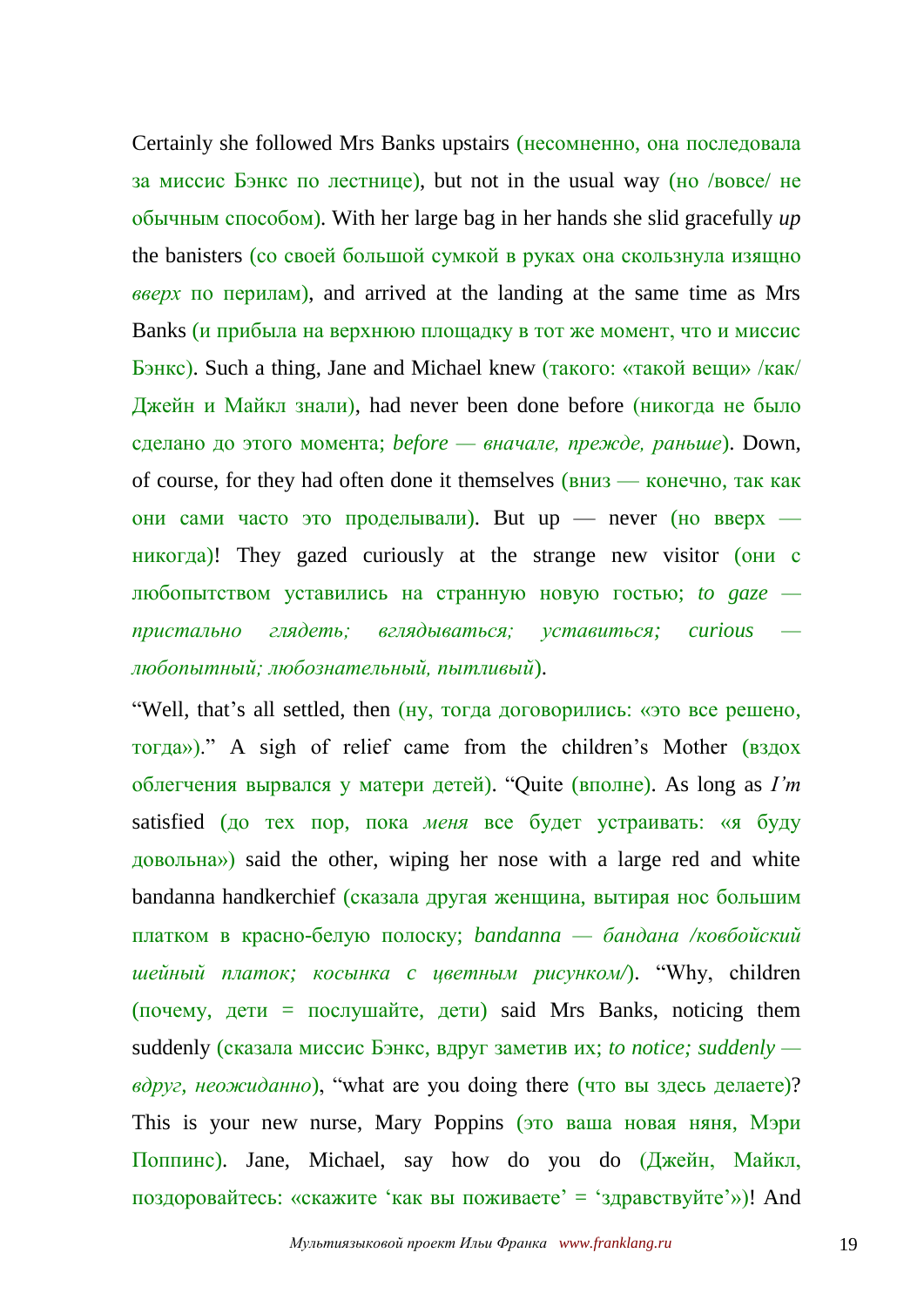Certainly she followed Mrs Banks upstairs (несомненно, она последовала за миссис Бэнкс по лестнице), but not in the usual way (но /вовсе/ не обычным способом). With her large bag in her hands she slid gracefully *up* the banisters (со своей большой сумкой в руках она скользнула изящно *вверх* по перилам), and arrived at the landing at the same time as Mrs Banks (и прибыла на верхнюю площадку в тот же момент, что и миссис Бэнкс). Such a thing, Jane and Michael knew (такого: «такой вещи» /как/ Джейн и Майкл знали), had never been done before (никогда не было сделано до этого момента; *before — вначале, прежде, раньше*). Down, of course, for they had often done it themselves (вниз — конечно, так как они сами часто это проделывали). But up — never (но вверх — никогда)! They gazed curiously at the strange new visitor (они с любопытством уставились на странную новую гостью; *to gaze — пристально глядеть; вглядываться; уставиться; curious — любопытный; любознательный, пытливый*).

“Well, that’s all settled, then (ну, тогда договорились: «это все решено, тогда»).” A sigh of relief came from the children’s Mother (вздох облегчения вырвался у матери детей). “Quite (вполне). As long as *I’m* satisfied (до тех пор, пока *меня* все будет устраивать: «я буду довольна») said the other, wiping her nose with a large red and white bandanna handkerchief (сказала другая женщина, вытирая нос большим платком в красно-белую полоску; *bandanna — бандана /ковбойский шейный платок; косынка с цветным рисунком/*). “Why, children (почему, дети = послушайте, дети) said Mrs Banks, noticing them suddenly (сказала миссис Бэнкс, вдруг заметив их; *to notice; suddenly — вдруг, неожиданно*), “what are you doing there (что вы здесь делаете)? This is your new nurse, Mary Poppins (это ваша новая няня, Мэри Поппинс). Jane, Michael, say how do you do (Джейн, Майкл, поздоровайтесь: «скажите ‘как вы поживаете’ = ‘здравствуйте’»)! And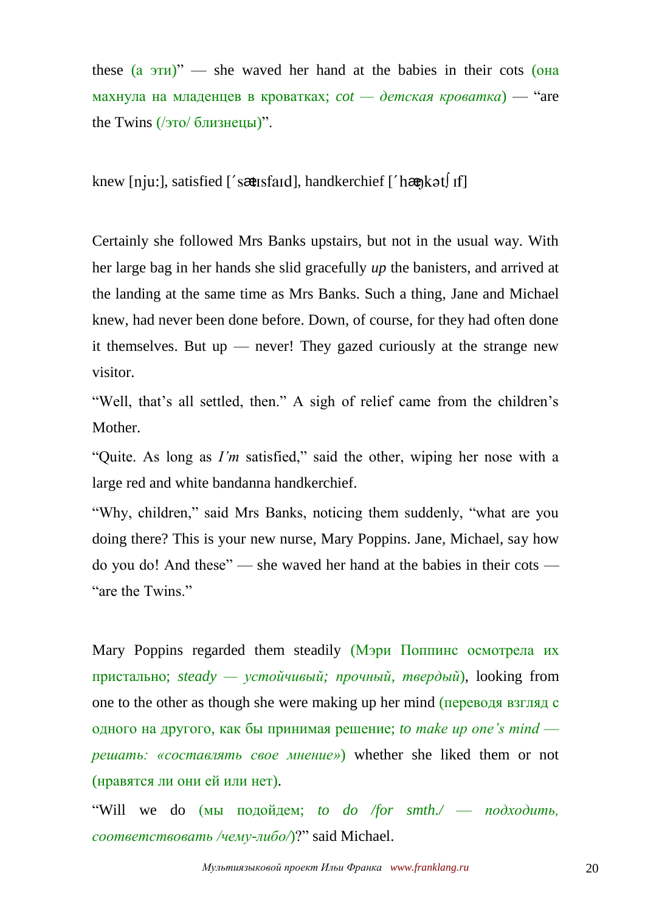these (а эти)" — she waved her hand at the babies in their cots (она махнула на младенцев в кроватках; *cot — детская кроватка*) — "are the Twins (/это/ близнецы)".

knew [nju:], satisfied [΄sætɪsfaɪd], handkerchief [΄hæŋkətʃɪf]

Certainly she followed Mrs Banks upstairs, but not in the usual way. With her large bag in her hands she slid gracefully *up* the banisters, and arrived at the landing at the same time as Mrs Banks. Such a thing, Jane and Michael knew, had never been done before. Down, of course, for they had often done it themselves. But up — never! They gazed curiously at the strange new visitor.

"Well, that's all settled, then." A sigh of relief came from the children's Mother.

"Quite. As long as *I'm* satisfied," said the other, wiping her nose with a large red and white bandanna handkerchief.

"Why, children," said Mrs Banks, noticing them suddenly, "what are you doing there? This is your new nurse, Mary Poppins. Jane, Michael, say how do you do! And these" — she waved her hand at the babies in their cots — "are the Twins."

Mary Poppins regarded them steadily (Мэри Поппинс осмотрела их пристально; *steady — устойчивый; прочный, твердый*), looking from one to the other as though she were making up her mind (переводя взгляд с одного на другого, как бы принимая решение; *to make up one's mind — решать: «составлять свое мнение»*) whether she liked them or not (нравятся ли они ей или нет).

"Will we do (мы подойдем; *to do /for smth./ — подходить, соответствовать /чему-либо/*)?" said Michael.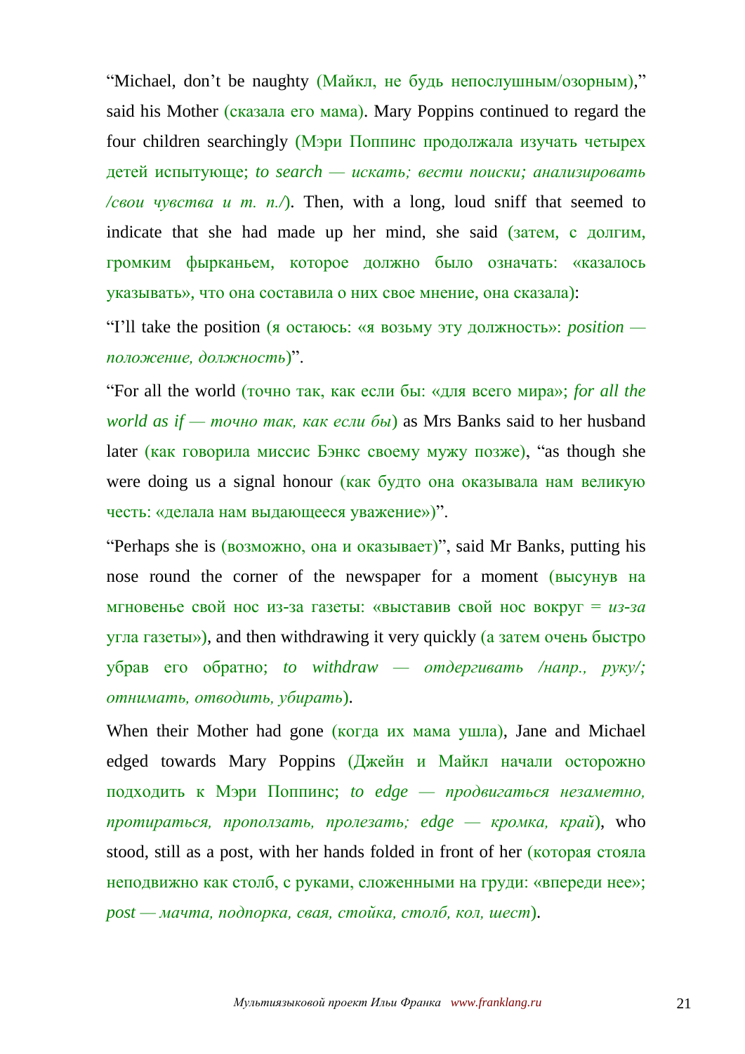"Michael, don't be naughty (Майкл, не будь непослушным/озорным)," said his Mother (сказала его мама). Mary Poppins continued to regard the four children searchingly (Мэри Поппинс продолжала изучать четырех детей испытующе; *to search — искать; вести поиски; анализировать /свои чувства и т. п./*). Then, with a long, loud sniff that seemed to indicate that she had made up her mind, she said (затем, с долгим, громким фырканьем, которое должно было означать: «казалось указывать», что она составила о них свое мнение, она сказала):

"I'll take the position (я остаюсь: «я возьму эту должность»: *position — положение, должность*)".

"For all the world (точно так, как если бы: «для всего мира»; *for all the world as if — точно так, как если бы*) as Mrs Banks said to her husband later (как говорила миссис Бэнкс своему мужу позже), "as though she were doing us a signal honour (как будто она оказывала нам великую честь: «делала нам выдающееся уважение»)".

"Perhaps she is (возможно, она и оказывает)", said Mr Banks, putting his nose round the corner of the newspaper for a moment (высунув на мгновенье свой нос из-за газеты: «выставив свой нос вокруг = *из-за* угла газеты»), and then withdrawing it very quickly (а затем очень быстро убрав его обратно; *to withdraw — отдергивать /напр., руку/; отнимать, отводить, убирать*).

When their Mother had gone (когда их мама ушла), Jane and Michael edged towards Mary Poppins (Джейн и Майкл начали осторожно подходить к Мэри Поппинс; *to edge — продвигаться незаметно, протираться, проползать, пролезать; edge — кромка, край*), who stood, still as a post, with her hands folded in front of her (которая стояла неподвижно как столб, с руками, сложенными на груди: «впереди нее»; *post — мачта, подпорка, свая, стойка, столб, кол, шест*).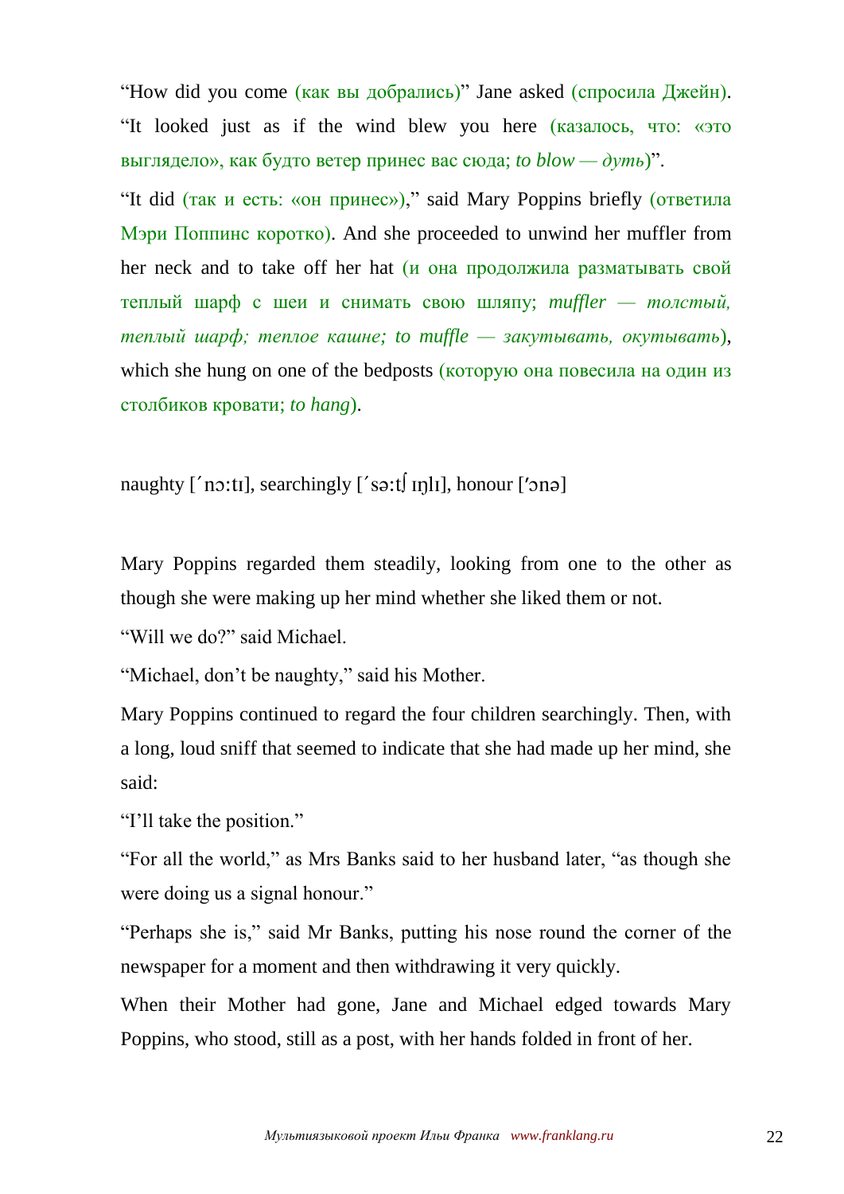"How did you come (как вы добрались)" Jane asked (спросила Джейн). "It looked just as if the wind blew you here (казалось, что: «это выглядело», как будто ветер принес вас сюда; *to blow — дуть*)".

"It did (так и есть: «он принес»)," said Mary Poppins briefly (ответила Мэри Поппинс коротко). And she proceeded to unwind her muffler from her neck and to take off her hat (и она продолжила разматывать свой теплый шарф с шеи и снимать свою шляпу; *muffler — толстый, теплый шарф; теплое кашне; to muffle — закутывать, окутывать*), which she hung on one of the bedposts (которую она повесила на один из столбиков кровати; *to hang*).

naughty [ˊnɔ:tɪ], searchingly [ˊsə:tʃɪŋlɪ], honour [ˈɔnə]

Mary Poppins regarded them steadily, looking from one to the other as though she were making up her mind whether she liked them or not.

"Will we do?" said Michael.

"Michael, don't be naughty," said his Mother.

Mary Poppins continued to regard the four children searchingly. Then, with a long, loud sniff that seemed to indicate that she had made up her mind, she said:

"I'll take the position."

"For all the world," as Mrs Banks said to her husband later, "as though she were doing us a signal honour."

"Perhaps she is," said Mr Banks, putting his nose round the corner of the newspaper for a moment and then withdrawing it very quickly.

When their Mother had gone, Jane and Michael edged towards Mary Poppins, who stood, still as a post, with her hands folded in front of her.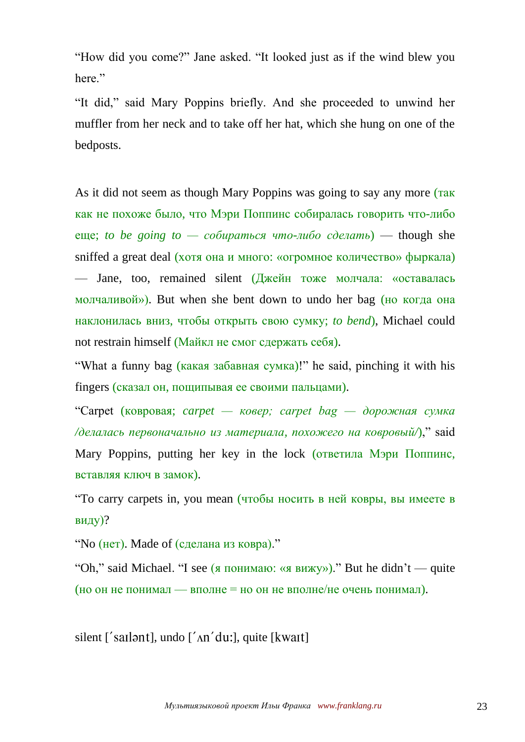"How did you come?" Jane asked. "It looked just as if the wind blew you here."

"It did," said Mary Poppins briefly. And she proceeded to unwind her muffler from her neck and to take off her hat, which she hung on one of the bedposts.

As it did not seem as though Mary Poppins was going to say any more (так как не похоже было, что Мэри Поппинс собиралась говорить что-либо еще; *to be going to — собираться что-либо сделать*) — though she sniffed a great deal (хотя она и много: «огромное количество» фыркала) — Jane, too, remained silent (Джейн тоже молчала: «оставалась молчаливой»). But when she bent down to undo her bag (но когда она наклонилась вниз, чтобы открыть свою сумку; *to bend*), Michael could not restrain himself (Майкл не смог сдержать себя).

"What a funny bag (какая забавная сумка)!" he said, pinching it with his fingers (сказал он, пощипывая ее своими пальцами).

"Carpet (ковровая; *carpet — ковер; carpet bag — дорожная сумка /делалась первоначально из материала, похожего на ковровый/*)," said Mary Poppins, putting her key in the lock (ответила Мэри Поппинс, вставляя ключ в замок).

"To carry carpets in, you mean (чтобы носить в ней ковры, вы имеете в виду)?

"No (нет). Made of (сделана из ковра)."

"Oh," said Michael. "I see (я понимаю: «я вижу»)." But he didn't — quite (но он не понимал — вполне = но он не вполне/не очень понимал).

silent [ˊsaɪlənt], undo [ˊʌnˊdu:], quite [kwaɪt]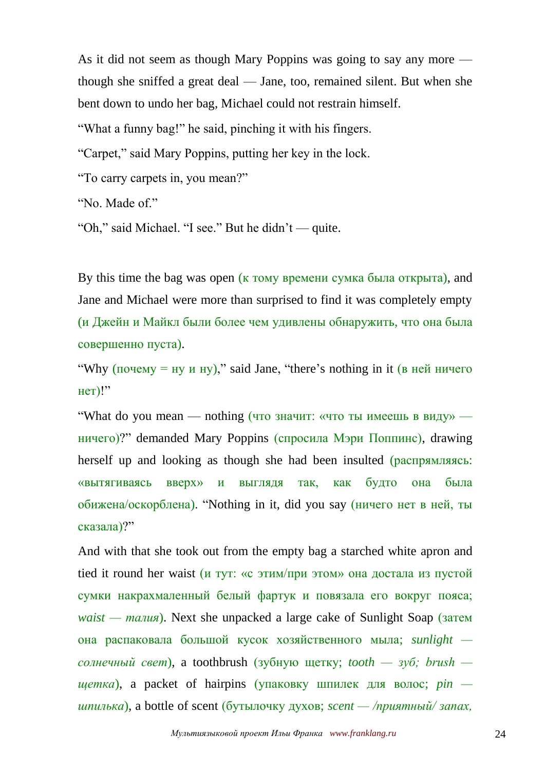As it did not seem as though Mary Poppins was going to say any more — though she sniffed a great deal — Jane, too, remained silent. But when she bent down to undo her bag, Michael could not restrain himself.

“What a funny bag!” he said, pinching it with his fingers.

“Carpet,” said Mary Poppins, putting her key in the lock.

“To carry carpets in, you mean?”

“No. Made of.”

“Oh,” said Michael. “I see.” But he didn’t — quite.

By this time the bag was open (к тому времени сумка была открыта), and Jane and Michael were more than surprised to find it was completely empty (и Джейн и Майкл были более чем удивлены обнаружить, что она была совершенно пуста).

“Why (почему = ну и ну),” said Jane, “there’s nothing in it (в ней ничего нет)!”

“What do you mean — nothing (что значит: «что ты имеешь в виду» — ничего)?” demanded Mary Poppins (спросила Мэри Поппинс), drawing herself up and looking as though she had been insulted (распрямляясь: «вытягиваясь вверх» и выглядя так, как будто она была обижена/оскорблена). “Nothing in it, did you say (ничего нет в ней, ты сказала)?”

And with that she took out from the empty bag a starched white apron and tied it round her waist (и тут: «с этим/при этом» она достала из пустой сумки накрахмаленный белый фартук и повязала его вокруг пояса; *waist — талия*). Next she unpacked a large cake of Sunlight Soap (затем она распаковала большой кусок хозяйственного мыла; *sunlight — солнечный свет*), a toothbrush (зубную щетку; *tooth — зуб; brush — щетка*), a packet of hairpins (упаковку шпилек для волос; *pin — шпилька*), a bottle of scent (бутылочку духов; *scent — /приятный/ запах,*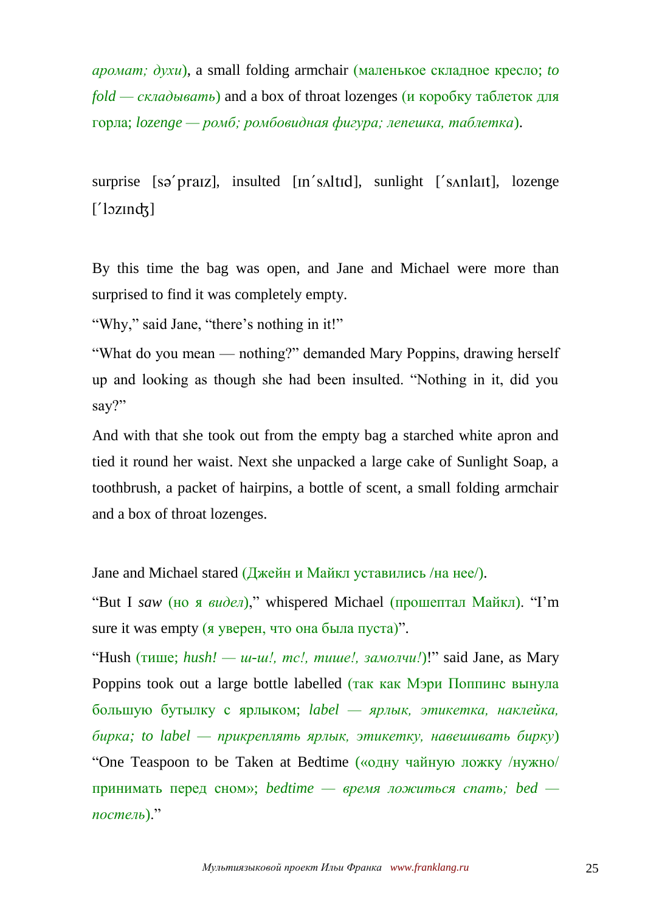*аромат; духи*), a small folding armchair (маленькое складное кресло; *to fold — складывать*) and a box of throat lozenges (и коробку таблеток для горла; *lozenge — ромб; ромбовидная фигура; лепешка, таблетка*).

surprise [sə´praɪz], insulted [ɪn´sʌltɪd], sunlight [´sʌnlaɪt], lozenge [´lɔzɪnʤ]

By this time the bag was open, and Jane and Michael were more than surprised to find it was completely empty.

"Why," said Jane, "there's nothing in it!"

"What do you mean — nothing?" demanded Mary Poppins, drawing herself up and looking as though she had been insulted. "Nothing in it, did you say?"

And with that she took out from the empty bag a starched white apron and tied it round her waist. Next she unpacked a large cake of Sunlight Soap, a toothbrush, a packet of hairpins, a bottle of scent, a small folding armchair and a box of throat lozenges.

Jane and Michael stared (Джейн и Майкл уставились /на нее/).

"But I *saw* (но я *видел*)," whispered Michael (прошептал Майкл). "I'm sure it was empty (я уверен, что она была пуста)".

"Hush (тише; *hush! — ш-ш!, тс!, тише!, замолчи!*)!" said Jane, as Mary Poppins took out a large bottle labelled (так как Мэри Поппинс вынула большую бутылку с ярлыком; *label — ярлык, этикетка, наклейка, бирка; to label — прикреплять ярлык, этикетку, навешивать бирку*) "One Teaspoon to be Taken at Bedtime («одну чайную ложку /нужно/ принимать перед сном»; *bedtime — время ложиться спать; bed — постель*)."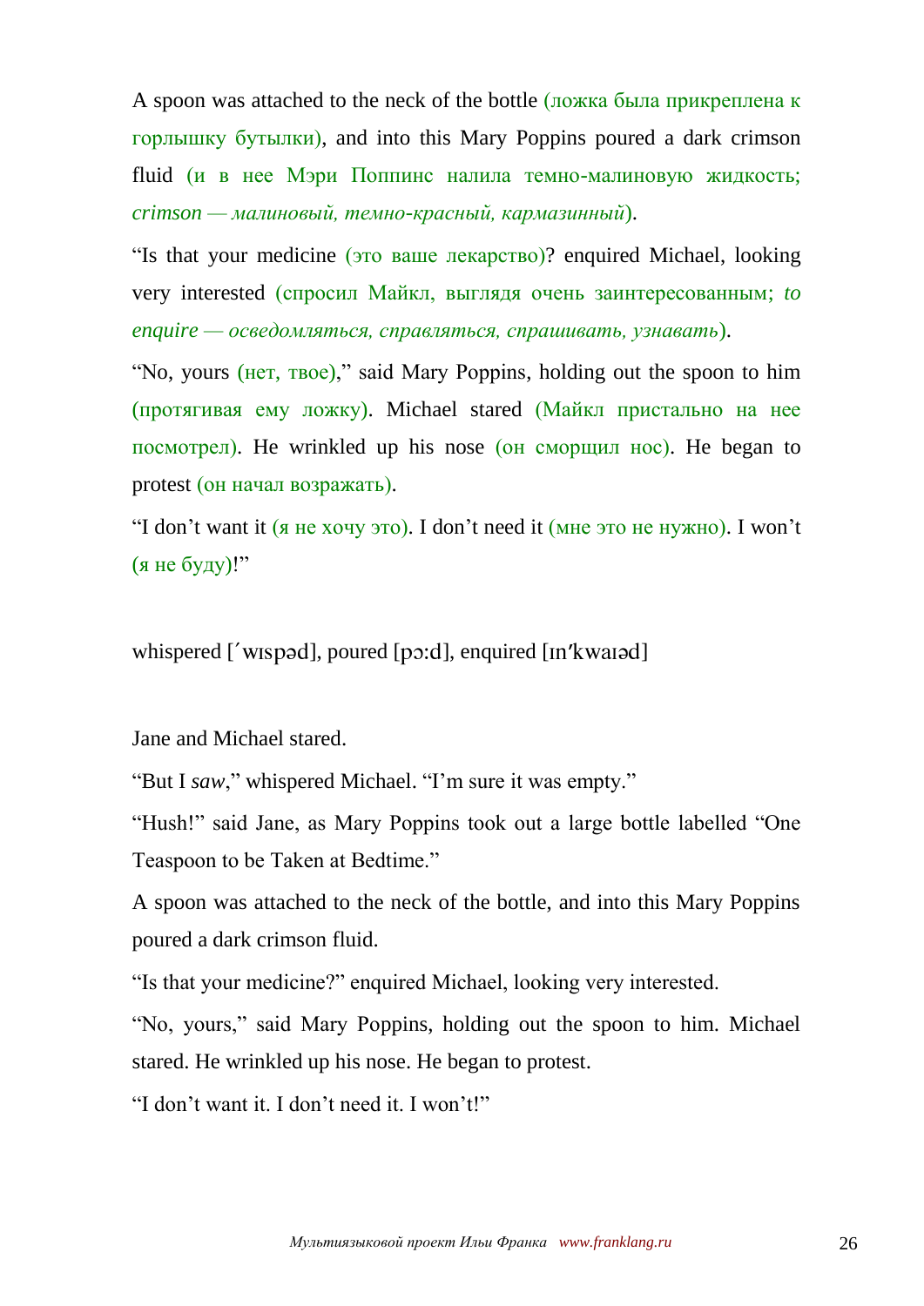A spoon was attached to the neck of the bottle (ложка была прикреплена к горлышку бутылки), and into this Mary Poppins poured a dark crimson fluid (и в нее Мэри Поппинс налила темно-малиновую жидкость; *crimson — малиновый, темно-красный, кармазинный*).

“Is that your medicine (это ваше лекарство)? enquired Michael, looking very interested (спросил Майкл, выглядя очень заинтересованным; *to enquire — осведомляться, справляться, спрашивать, узнавать*).

“No, yours (нет, твое),” said Mary Poppins, holding out the spoon to him (протягивая ему ложку). Michael stared (Майкл пристально на нее посмотрел). He wrinkled up his nose (он сморщил нос). He began to protest (он начал возражать).

“I don’t want it (я не хочу это). I don’t need it (мне это не нужно). I won’t (я не буду)!”

whispered [´wɪspəd], poured [pɔ:d], enquired [ɪnʹkwaɪəd]

Jane and Michael stared.

“But I *saw*,” whispered Michael. “I’m sure it was empty.”

“Hush!” said Jane, as Mary Poppins took out a large bottle labelled “One Teaspoon to be Taken at Bedtime.”

A spoon was attached to the neck of the bottle, and into this Mary Poppins poured a dark crimson fluid.

“Is that your medicine?” enquired Michael, looking very interested.

“No, yours,” said Mary Poppins, holding out the spoon to him. Michael stared. He wrinkled up his nose. He began to protest.

“I don’t want it. I don’t need it. I won’t!”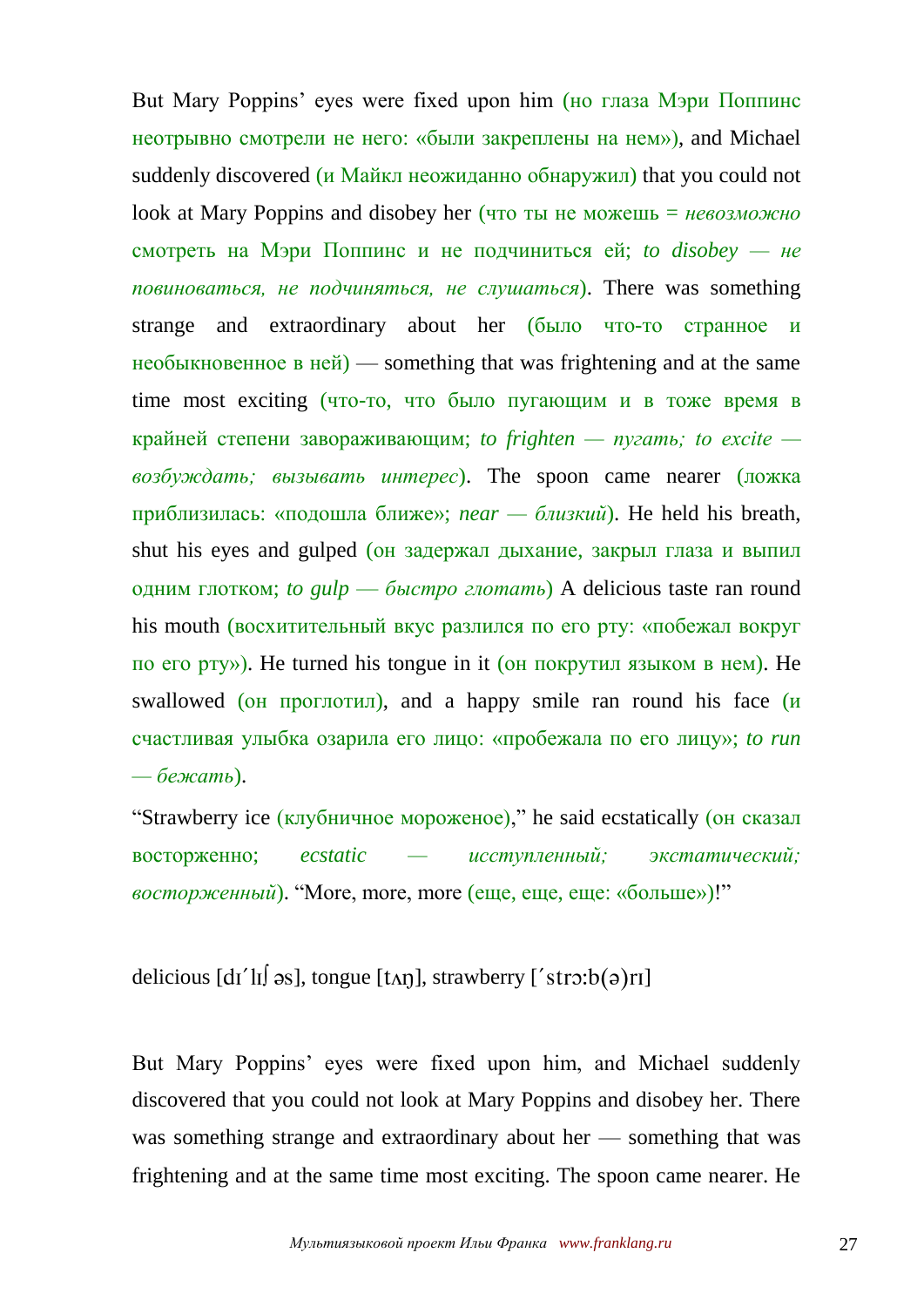But Mary Poppins' eyes were fixed upon him (но глаза Мэри Поппинс неотрывно смотрели не него: «были закреплены на нем»), and Michael suddenly discovered (и Майкл неожиданно обнаружил) that you could not look at Mary Poppins and disobey her (что ты не можешь = *невозможно* смотреть на Мэри Поппинс и не подчиниться ей; *to disobey — не повиноваться, не подчиняться, не слушаться*). There was something strange and extraordinary about her (было что-то странное и необыкновенное в ней) — something that was frightening and at the same time most exciting (что-то, что было пугающим и в тоже время в крайней степени завораживающим; *to frighten — пугать; to excite — возбуждать; вызывать интерес*). The spoon came nearer (ложка приблизилась: «подошла ближе»; *near — близкий*). He held his breath, shut his eyes and gulped (он задержал дыхание, закрыл глаза и выпил одним глотком; *to gulp — быстро глотать*) A delicious taste ran round his mouth (восхитительный вкус разлился по его рту: «побежал вокруг по его рту»). He turned his tongue in it (он покрутил языком в нем). He swallowed (он проглотил), and a happy smile ran round his face (и счастливая улыбка озарила его лицо: «пробежала по его лицу»; *to run — бежать*).

“Strawberry ice (клубничное мороженое),” he said ecstatically (он сказал восторженно; *ecstatic — исступленный; экстатический; восторженный*). “More, more, more (еще, еще, еще: «больше»)!”

delicious [dɪˊlɪʃəs], tongue [tʌŋ], strawberry [ˊstrɔ:b(ə)rɪ]

But Mary Poppins' eyes were fixed upon him, and Michael suddenly discovered that you could not look at Mary Poppins and disobey her. There was something strange and extraordinary about her — something that was frightening and at the same time most exciting. The spoon came nearer. He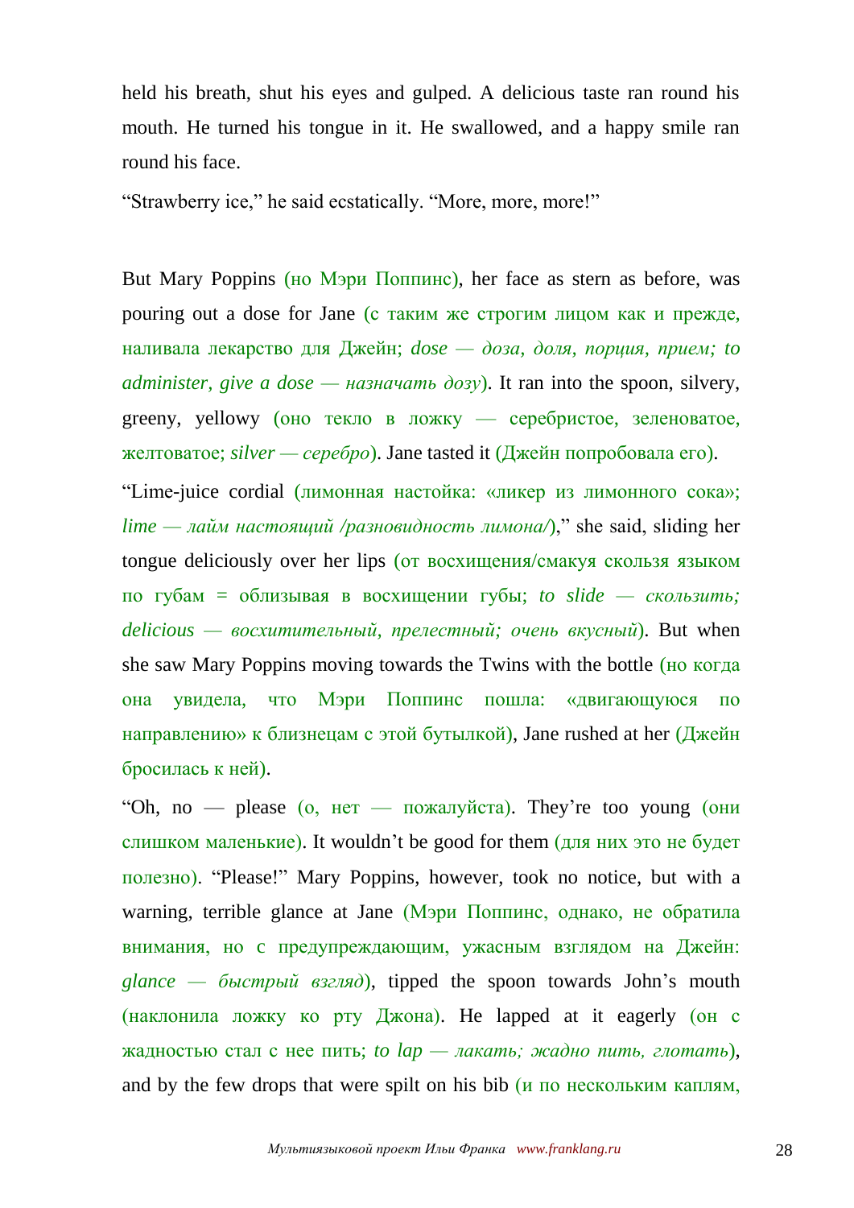held his breath, shut his eyes and gulped. A delicious taste ran round his mouth. He turned his tongue in it. He swallowed, and a happy smile ran round his face.

“Strawberry ice,” he said ecstatically. “More, more, more!”

But Mary Poppins (но Мэри Поппинс), her face as stern as before, was pouring out a dose for Jane (с таким же строгим лицом как и прежде, наливала лекарство для Джейн; *dose — доза, доля, порция, прием; to administer, give a dose — назначать дозу*). It ran into the spoon, silvery, greeny, yellowy (оно текло в ложку — серебристое, зеленоватое, желтоватое; *silver — серебро*). Jane tasted it (Джейн попробовала его).

“Lime-juice cordial (лимонная настойка: «ликер из лимонного сока»; *lime — лайм настоящий /разновидность лимона/*),” she said, sliding her tongue deliciously over her lips (от восхищения/смакуя скользя языком по губам = облизывая в восхищении губы; *to slide — скользить; delicious — восхитительный, прелестный; очень вкусный*). But when she saw Mary Poppins moving towards the Twins with the bottle (но когда она увидела, что Мэри Поппинс пошла: «двигающуюся по направлению» к близнецам с этой бутылкой), Jane rushed at her (Джейн бросилась к ней).

“Oh, no — please (о, нет — пожалуйста). They’re too young (они слишком маленькие). It wouldn’t be good for them (для них это не будет полезно). “Please!” Mary Poppins, however, took no notice, but with a warning, terrible glance at Jane (Мэри Поппинс, однако, не обратила внимания, но с предупреждающим, ужасным взглядом на Джейн: *glance — быстрый взгляд*), tipped the spoon towards John’s mouth (наклонила ложку ко рту Джона). He lapped at it eagerly (он с жадностью стал с нее пить; *to lap — лакать; жадно пить, глотать*), and by the few drops that were spilt on his bib (и по нескольким каплям,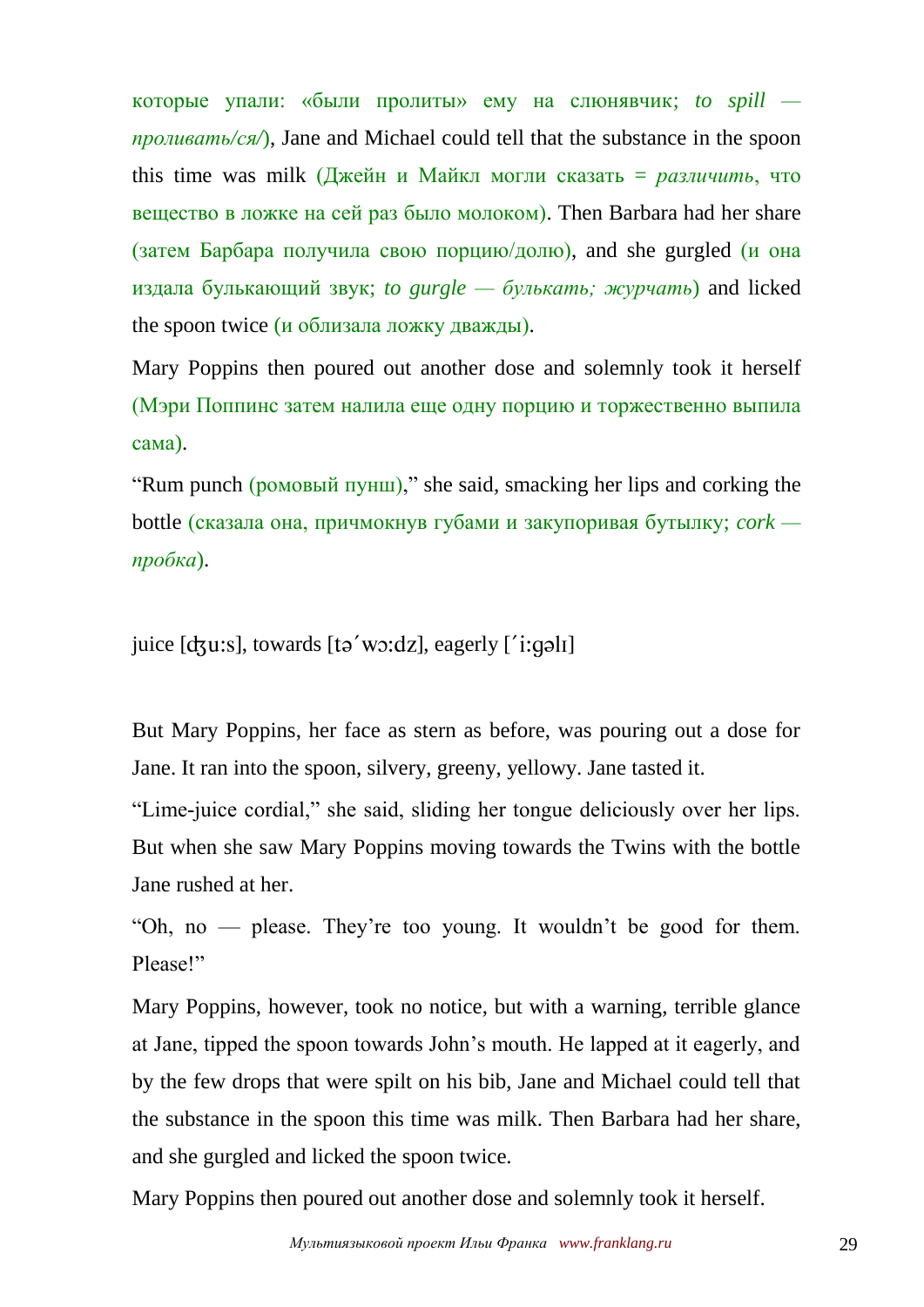которые упали: «были пролиты» ему на слюнявчик; *to spill — проливать/ся/*), Jane and Michael could tell that the substance in the spoon this time was milk (Джейн и Майкл могли сказать = *различить*, что вещество в ложке на сей раз было молоком). Then Barbara had her share (затем Барбара получила свою порцию/долю), and she gurgled (и она издала булькающий звук; *to gurgle — булькать; журчать*) and licked the spoon twice (и облизала ложку дважды).

Mary Poppins then poured out another dose and solemnly took it herself (Мэри Поппинс затем налила еще одну порцию и торжественно выпила сама).

"Rum punch (ромовый пунш)," she said, smacking her lips and corking the bottle (сказала она, причмокнув губами и закупоривая бутылку; *cork — пробка*).

juice [ʤu:s], towards [tə´wɔ:dz], eagerly [´i:gəlı]

But Mary Poppins, her face as stern as before, was pouring out a dose for Jane. It ran into the spoon, silvery, greeny, yellowy. Jane tasted it.

"Lime-juice cordial," she said, sliding her tongue deliciously over her lips. But when she saw Mary Poppins moving towards the Twins with the bottle Jane rushed at her.

"Oh, no — please. They're too young. It wouldn't be good for them. Please!"

Mary Poppins, however, took no notice, but with a warning, terrible glance at Jane, tipped the spoon towards John's mouth. He lapped at it eagerly, and by the few drops that were spilt on his bib, Jane and Michael could tell that the substance in the spoon this time was milk. Then Barbara had her share, and she gurgled and licked the spoon twice.

Mary Poppins then poured out another dose and solemnly took it herself.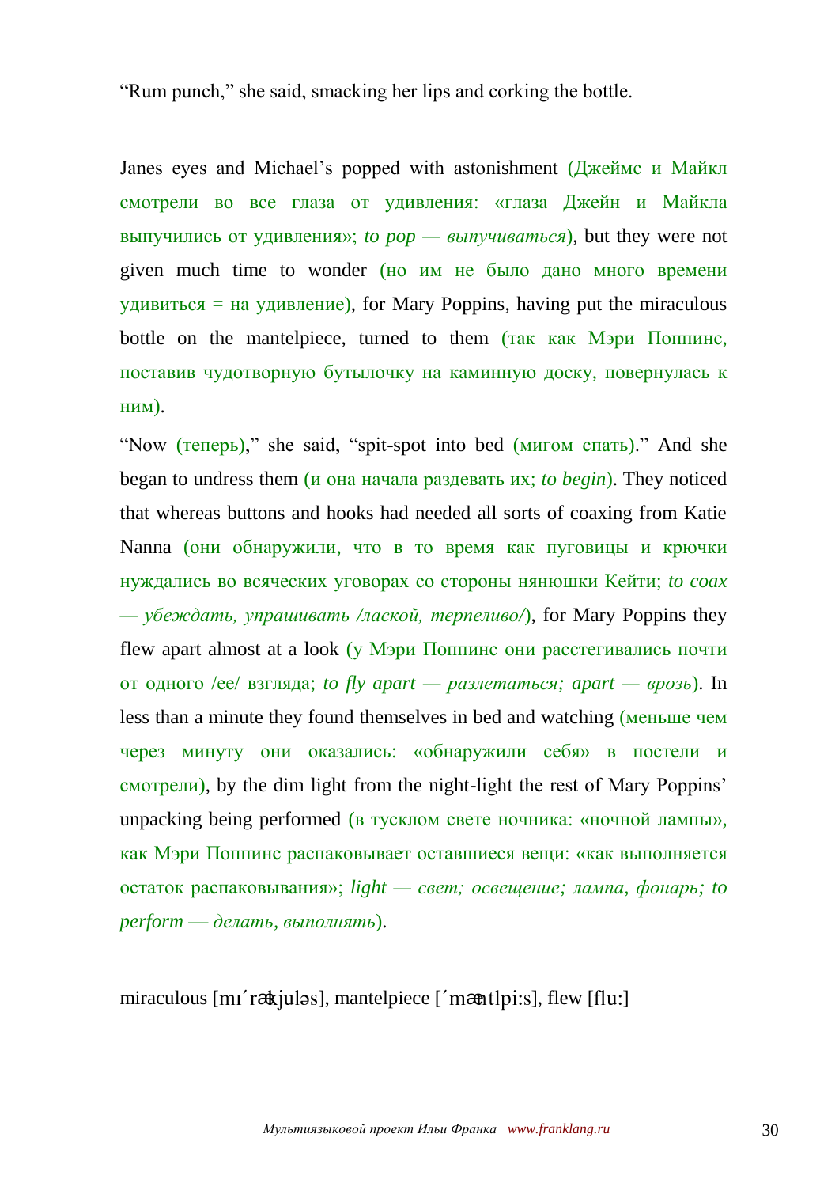"Rum punch," she said, smacking her lips and corking the bottle.

Janes eyes and Michael's popped with astonishment (Джеймс и Майкл смотрели во все глаза от удивления: «глаза Джейн и Майкла выпучились от удивления»; *to pop — выпучиваться*), but they were not given much time to wonder (но им не было дано много времени удивиться = на удивление), for Mary Poppins, having put the miraculous bottle on the mantelpiece, turned to them (так как Мэри Поппинс, поставив чудотворную бутылочку на каминную доску, повернулась к ним).

"Now (теперь)," she said, "spit-spot into bed (мигом спать)." And she began to undress them (и она начала раздевать их; *to begin*). They noticed that whereas buttons and hooks had needed all sorts of coaxing from Katie Nanna (они обнаружили, что в то время как пуговицы и крючки нуждались во всяческих уговорах со стороны нянюшки Кейти; *to coax — убеждать, упрашивать /лаской, терпеливо/*), for Mary Poppins they flew apart almost at a look (у Мэри Поппинс они расстегивались почти от одного /ее/ взгляда; *to fly apart — разлетаться; apart — врозь*). In less than a minute they found themselves in bed and watching (меньше чем через минуту они оказались: «обнаружили себя» в постели и смотрели), by the dim light from the night-light the rest of Mary Poppins' unpacking being performed (в тусклом свете ночника: «ночной лампы», как Мэри Поппинс распаковывает оставшиеся вещи: «как выполняется остаток распаковывания»; *light — свет; освещение; лампа, фонарь; to perform — делать, выполнять*).

miraculous [mɪˈrækjuləs], mantelpiece [ˈmæntlpi:s], flew [flu:]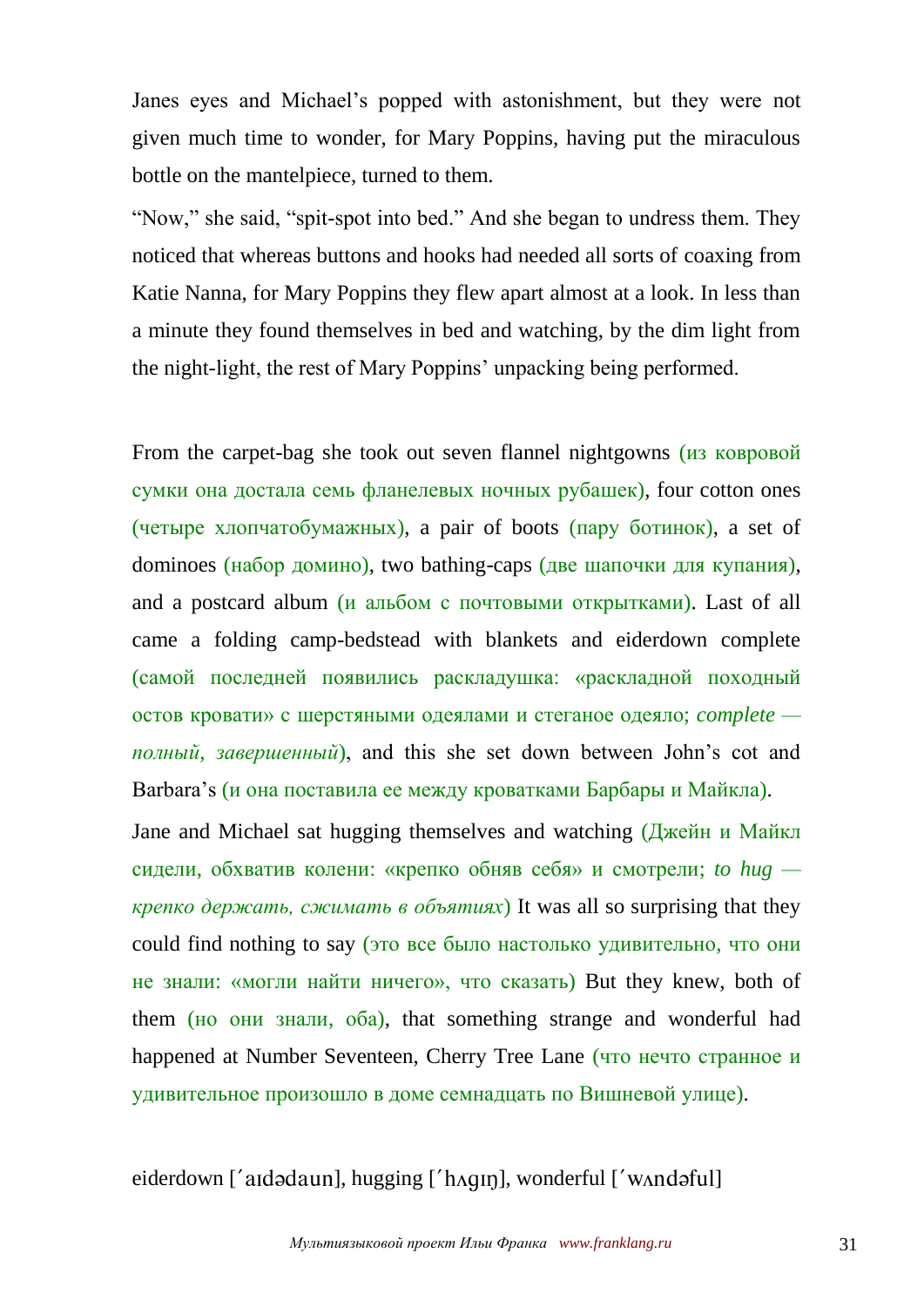Janes eyes and Michael's popped with astonishment, but they were not given much time to wonder, for Mary Poppins, having put the miraculous bottle on the mantelpiece, turned to them.

"Now," she said, "spit-spot into bed." And she began to undress them. They noticed that whereas buttons and hooks had needed all sorts of coaxing from Katie Nanna, for Mary Poppins they flew apart almost at a look. In less than a minute they found themselves in bed and watching, by the dim light from the night-light, the rest of Mary Poppins' unpacking being performed.

From the carpet-bag she took out seven flannel nightgowns (из ковровой сумки она достала семь фланелевых ночных рубашек), four cotton ones (четыре хлопчатобумажных), a pair of boots (пару ботинок), a set of dominoes (набор домино), two bathing-caps (две шапочки для купания), and a postcard album (и альбом с почтовыми открытками). Last of all came a folding camp-bedstead with blankets and eiderdown complete (самой последней появились раскладушка: «раскладной походный остов кровати» с шерстяными одеялами и стеганое одеяло; *complete — полный, завершенный*), and this she set down between John's cot and Barbara's (и она поставила ее между кроватками Барбары и Майкла).

Jane and Michael sat hugging themselves and watching (Джейн и Майкл сидели, обхватив колени: «крепко обняв себя» и смотрели; *to hug — крепко держать, сжимать в объятиях*) It was all so surprising that they could find nothing to say (это все было настолько удивительно, что они не знали: «могли найти ничего», что сказать) But they knew, both of them (но они знали, оба), that something strange and wonderful had happened at Number Seventeen, Cherry Tree Lane (что нечто странное и удивительное произошло в доме семнадцать по Вишневой улице).

eiderdown [´aɪdədaun], hugging [´hʌgɪŋ], wonderful [´wʌndəful]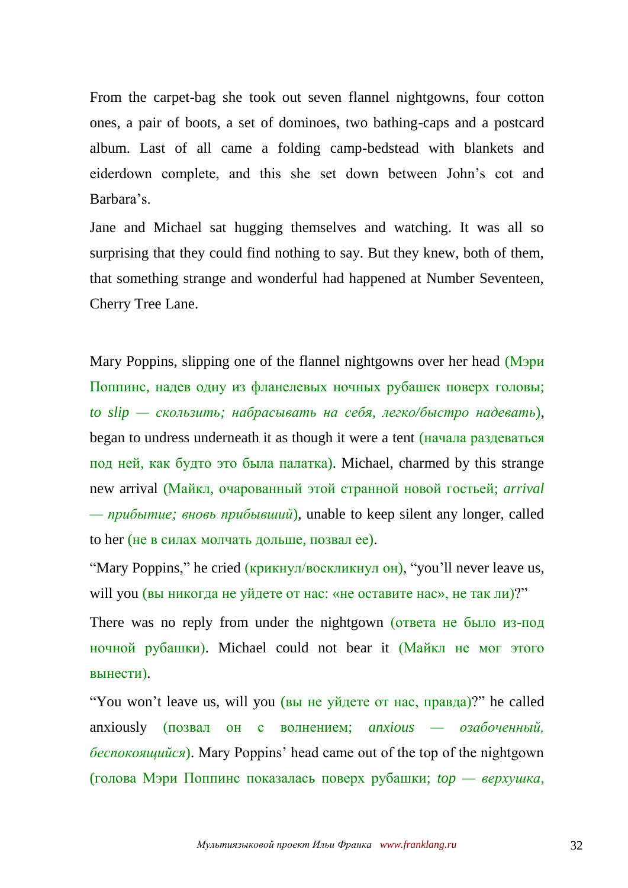From the carpet-bag she took out seven flannel nightgowns, four cotton ones, a pair of boots, a set of dominoes, two bathing-caps and a postcard album. Last of all came a folding camp-bedstead with blankets and eiderdown complete, and this she set down between John's cot and Barbara's.

Jane and Michael sat hugging themselves and watching. It was all so surprising that they could find nothing to say. But they knew, both of them, that something strange and wonderful had happened at Number Seventeen, Cherry Tree Lane.

Mary Poppins, slipping one of the flannel nightgowns over her head (Мэри Поппинс, надев одну из фланелевых ночных рубашек поверх головы; *to slip — скользить; набрасывать на себя, легко/быстро надевать*), began to undress underneath it as though it were a tent (начала раздеваться под ней, как будто это была палатка). Michael, charmed by this strange new arrival (Майкл, очарованный этой странной новой гостьей; *arrival — прибытие; вновь прибывший*), unable to keep silent any longer, called to her (не в силах молчать дольше, позвал ее).

"Mary Poppins," he cried (крикнул/воскликнул он), "you'll never leave us, will you (вы никогда не уйдете от нас: «не оставите нас», не так ли)?"

There was no reply from under the nightgown (ответа не было из-под ночной рубашки). Michael could not bear it (Майкл не мог этого вынести).

"You won't leave us, will you (вы не уйдете от нас, правда)?" he called anxiously (позвал он с волнением; *anxious — озабоченный, беспокоящийся*). Mary Poppins' head came out of the top of the nightgown (голова Мэри Поппинс показалась поверх рубашки; *top — верхушка,*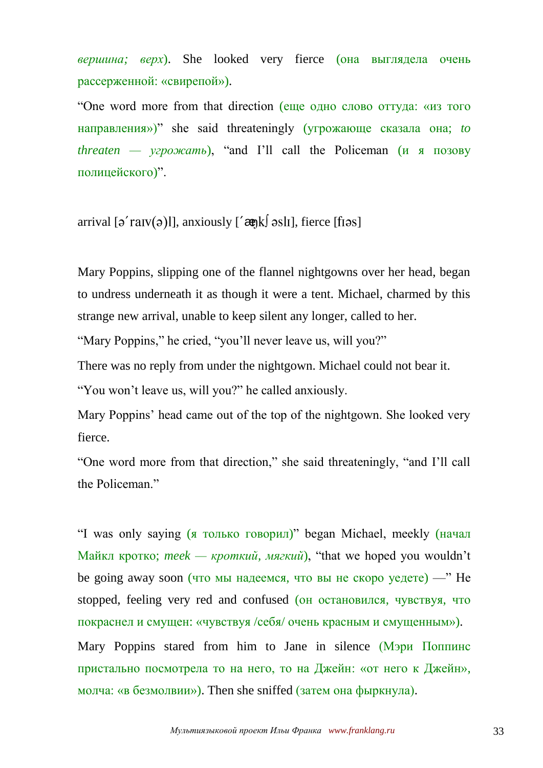*вершина; верх*). She looked very fierce (она выглядела очень рассерженной: «свирепой»).

“One word more from that direction (еще одно слово оттуда: «из того направления»)” she said threateningly (угрожающе сказала она; *to threaten — угрожать*), “and I’ll call the Policeman (и я позову полицейского)”.

arrival [ə´raɪv(ə)l], anxiously [´æŋkʃəslɪ], fierce [fɪəs]

Mary Poppins, slipping one of the flannel nightgowns over her head, began to undress underneath it as though it were a tent. Michael, charmed by this strange new arrival, unable to keep silent any longer, called to her.

“Mary Poppins,” he cried, “you’ll never leave us, will you?”

There was no reply from under the nightgown. Michael could not bear it.

“You won’t leave us, will you?” he called anxiously.

Mary Poppins’ head came out of the top of the nightgown. She looked very fierce.

“One word more from that direction,” she said threateningly, “and I’ll call the Policeman.”

“I was only saying (я только говорил)” began Michael, meekly (начал Майкл кротко; *meek — кроткий, мягкий*), “that we hoped you wouldn’t be going away soon (что мы надеемся, что вы не скоро уедете) —” He stopped, feeling very red and confused (он остановился, чувствуя, что покраснел и смущен: «чувствуя /себя/ очень красным и смущенным»).

Mary Poppins stared from him to Jane in silence (Мэри Поппинс пристально посмотрела то на него, то на Джейн: «от него к Джейн», молча: «в безмолвии»). Then she sniffed (затем она фыркнула).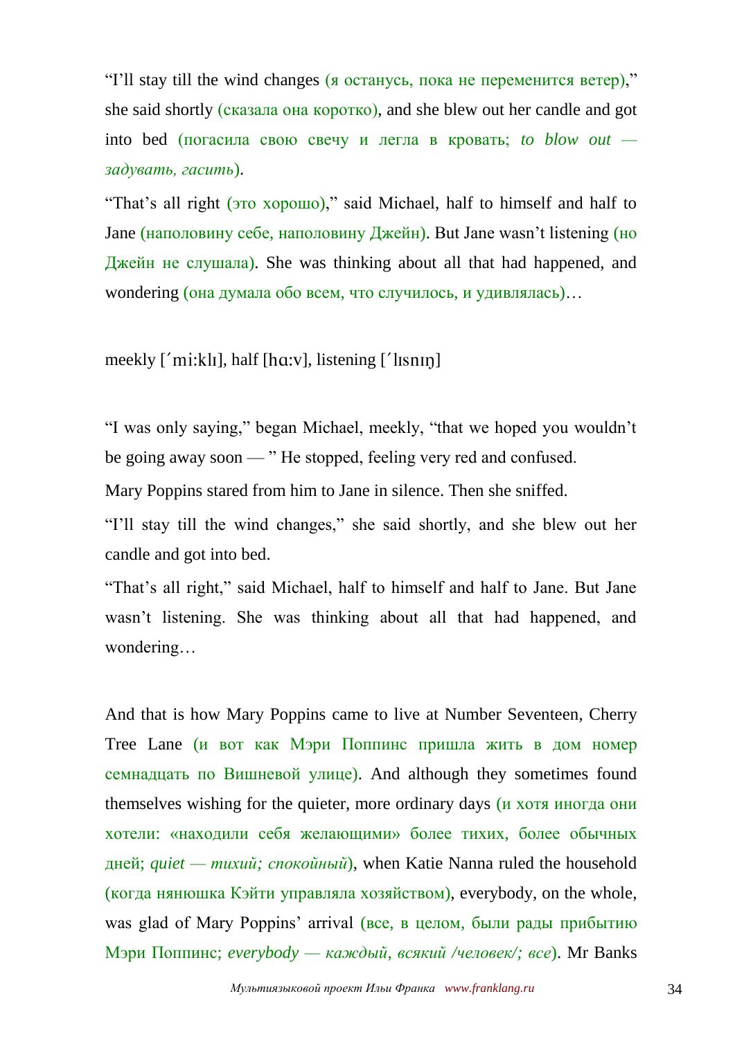"I'll stay till the wind changes (я останусь, пока не переменится ветер)," she said shortly (сказала она коротко), and she blew out her candle and got into bed (погасила свою свечу и легла в кровать; *to blow out — задувать, гасить*).

"That's all right (это хорошо)," said Michael, half to himself and half to Jane (наполовину себе, наполовину Джейн). But Jane wasn't listening (но Джейн не слушала). She was thinking about all that had happened, and wondering (она думала обо всем, что случилось, и удивлялась)…

meekly [ˊmi:klɪ], half [hɑ:v], listening [ˊlɪsnɪŋ]

"I was only saying," began Michael, meekly, "that we hoped you wouldn't be going away soon — " He stopped, feeling very red and confused.

Mary Poppins stared from him to Jane in silence. Then she sniffed.

"I'll stay till the wind changes," she said shortly, and she blew out her candle and got into bed.

"That's all right," said Michael, half to himself and half to Jane. But Jane wasn't listening. She was thinking about all that had happened, and wondering…

And that is how Mary Poppins came to live at Number Seventeen, Cherry Tree Lane (и вот как Мэри Поппинс пришла жить в дом номер семнадцать по Вишневой улице). And although they sometimes found themselves wishing for the quieter, more ordinary days (и хотя иногда они хотели: «находили себя желающими» более тихих, более обычных дней; *quiet — тихий; спокойный*), when Katie Nanna ruled the household (когда нянюшка Кэйти управляла хозяйством), everybody, on the whole, was glad of Mary Poppins' arrival (все, в целом, были рады прибытию Мэри Поппинс; *everybody — каждый, всякий /человек/; все*). Mr Banks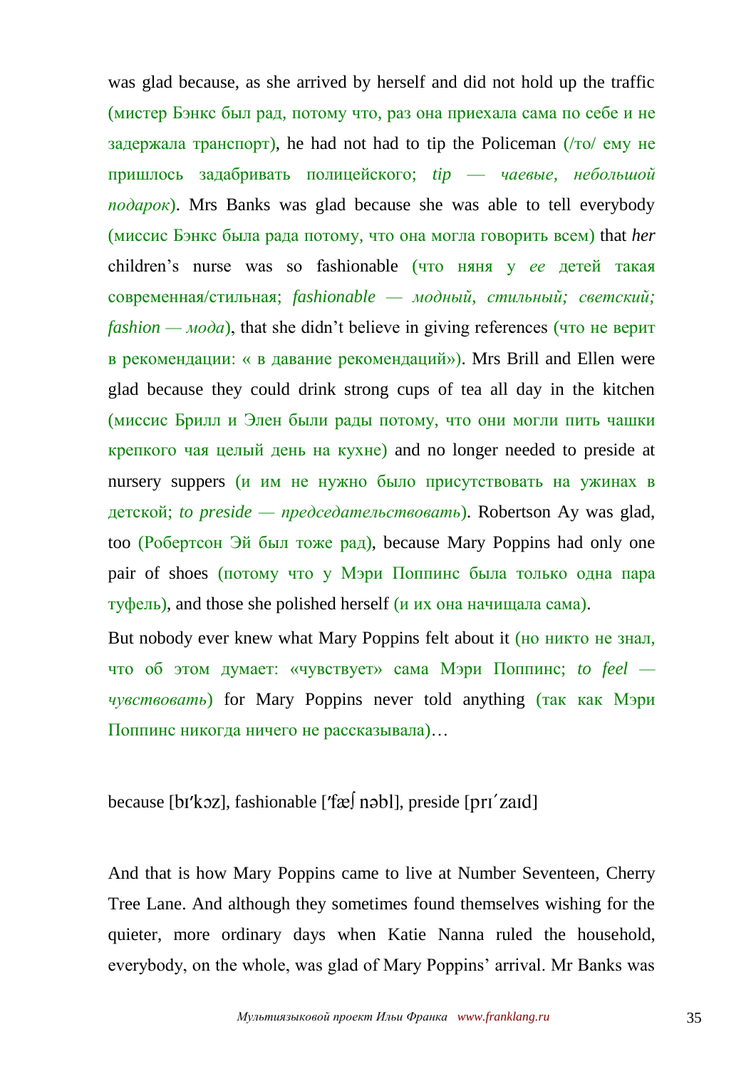was glad because, as she arrived by herself and did not hold up the traffic (мистер Бэнкс был рад, потому что, раз она приехала сама по себе и не задержала транспорт), he had not had to tip the Policeman (/то/ ему не пришлось задабривать полицейского; *tip — чаевые, небольшой подарок*). Mrs Banks was glad because she was able to tell everybody (миссис Бэнкс была рада потому, что она могла говорить всем) that *her* children's nurse was so fashionable (что няня у *ее* детей такая современная/стильная; *fashionable — модный, стильный; светский; fashion — мода*), that she didn't believe in giving references (что не верит в рекомендации: « в давание рекомендаций»). Mrs Brill and Ellen were glad because they could drink strong cups of tea all day in the kitchen (миссис Брилл и Элен были рады потому, что они могли пить чашки крепкого чая целый день на кухне) and no longer needed to preside at nursery suppers (и им не нужно было присутствовать на ужинах в детской; *to preside — председательствовать*). Robertson Ay was glad, too (Робертсон Эй был тоже рад), because Mary Poppins had only one pair of shoes (потому что у Мэри Поппинс была только одна пара туфель), and those she polished herself (и их она начищала сама).

But nobody ever knew what Mary Poppins felt about it (но никто не знал, что об этом думает: «чувствует» сама Мэри Поппинс; *to feel — чувствовать*) for Mary Poppins never told anything (так как Мэри Поппинс никогда ничего не рассказывала)…

because [bɪ'kɔz], fashionable ['fæʃ nəbl], preside [prɪ´zaɪd]

And that is how Mary Poppins came to live at Number Seventeen, Cherry Tree Lane. And although they sometimes found themselves wishing for the quieter, more ordinary days when Katie Nanna ruled the household, everybody, on the whole, was glad of Mary Poppins' arrival. Mr Banks was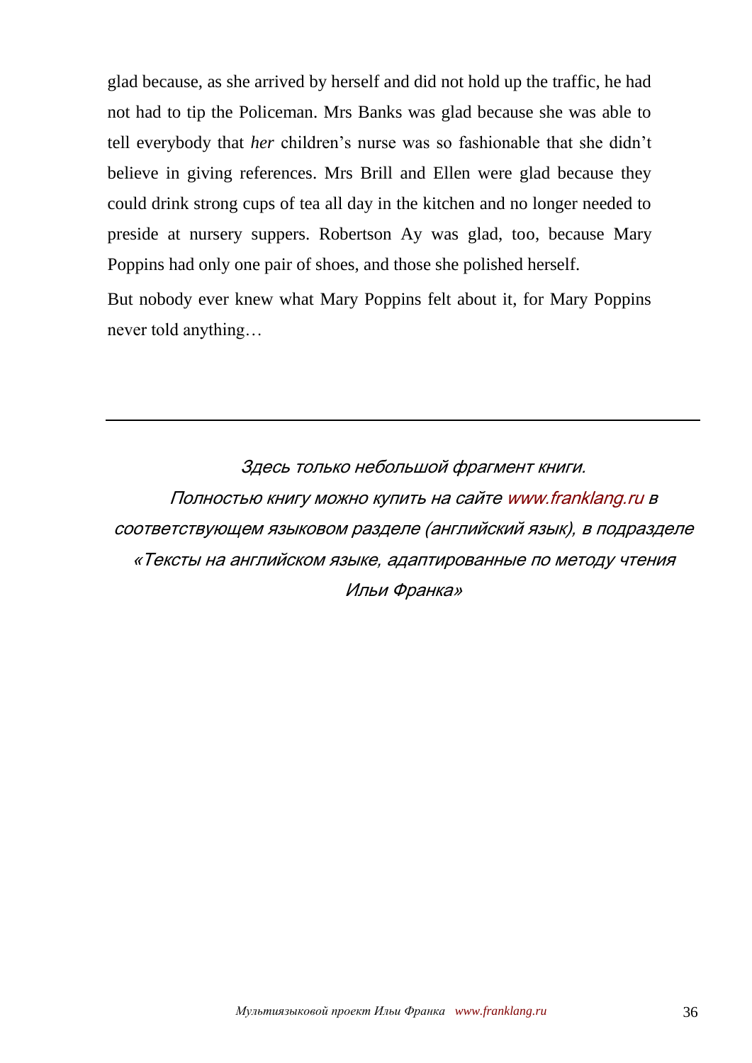glad because, as she arrived by herself and did not hold up the traffic, he had not had to tip the Policeman. Mrs Banks was glad because she was able to tell everybody that *her* children's nurse was so fashionable that she didn't believe in giving references. Mrs Brill and Ellen were glad because they could drink strong cups of tea all day in the kitchen and no longer needed to preside at nursery suppers. Robertson Ay was glad, too, because Mary Poppins had only one pair of shoes, and those she polished herself.

But nobody ever knew what Mary Poppins felt about it, for Mary Poppins never told anything…

---

*Здесь только небольшой фрагмент книги.*

*Полностью книгу можно купить на сайте www.franklang.ru в соответствующем языковом разделе (английский язык), в подразделе «Тексты на английском языке, адаптированные по методу чтения Ильи Франка»*